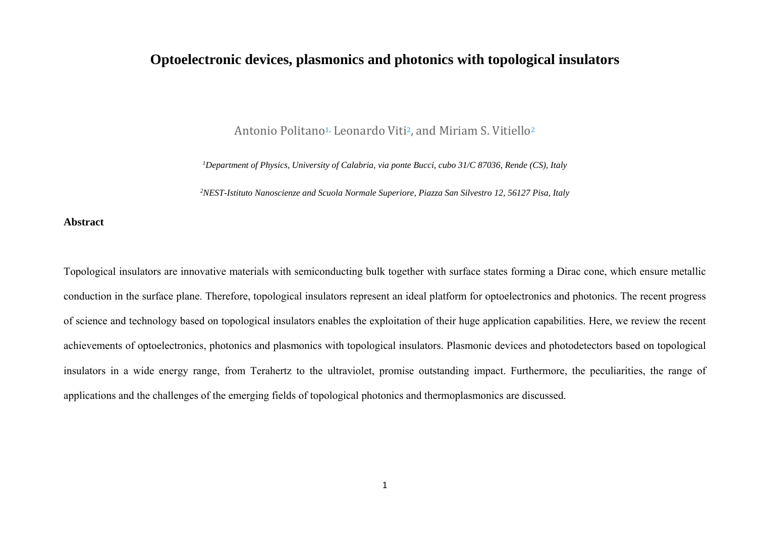# Optoelectronic devices, plasmonics and photonics with topological insulators

Antonio Politano[1], Leonardo Viti[2], and Miriam S. Vitiello[2]

[1]*Department of Physics, University of Calabria, via ponte Bucci, cubo 31/C 87036, Rende (CS), Italy*

[2]*NEST-Istituto Nanoscienze and Scuola Normale Superiore, Piazza San Silvestro 12, 56127 Pisa, Italy*

## Abstract

Topological insulators are innovative materials with semiconducting bulk together with surface states forming a Dirac cone, which ensure metallic conduction in the surface plane. Therefore, topological insulators represent an ideal platform for optoelectronics and photonics. The recent progress of science and technology based on topological insulators enables the exploitation of their huge application capabilities. Here, we review the recent achievements of optoelectronics, photonics and plasmonics with topological insulators. Plasmonic devices and photodetectors based on topological insulators in a wide energy range, from Terahertz to the ultraviolet, promise outstanding impact. Furthermore, the peculiarities, the range of applications and the challenges of the emerging fields of topological photonics and thermoplasmonics are discussed.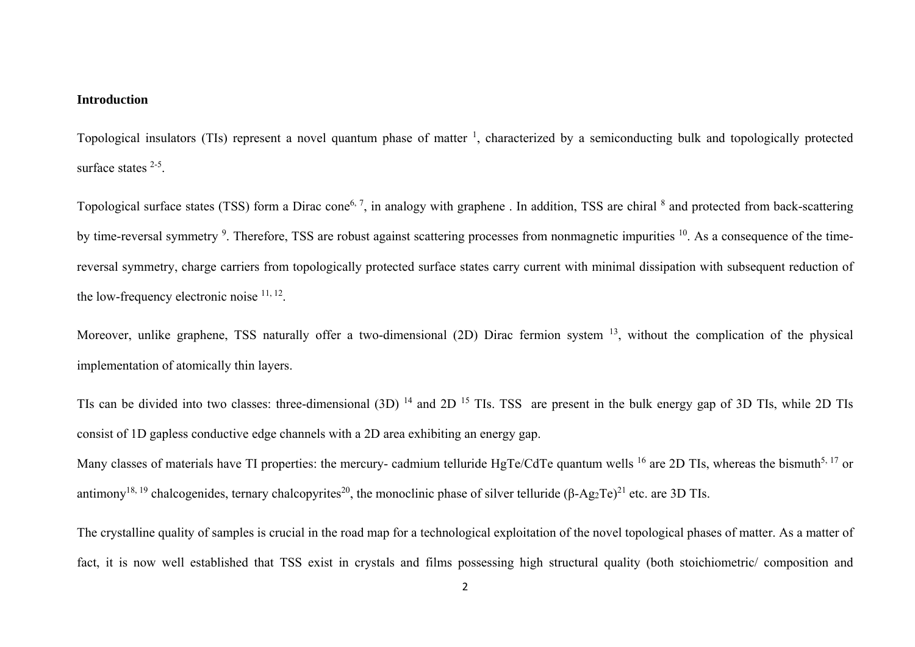**Introduction**

Topological insulators (TIs) represent a novel quantum phase of matter [1], characterized by a semiconducting bulk and topologically protected surface states [2-5].

Topological surface states (TSS) form a Dirac cone[6, 7], in analogy with graphene . In addition, TSS are chiral [8] and protected from back-scattering by time-reversal symmetry [9]. Therefore, TSS are robust against scattering processes from nonmagnetic impurities [10]. As a consequence of the time-reversal symmetry, charge carriers from topologically protected surface states carry current with minimal dissipation with subsequent reduction of the low-frequency electronic noise [11, 12].

Moreover, unlike graphene, TSS naturally offer a two-dimensional (2D) Dirac fermion system [13], without the complication of the physical implementation of atomically thin layers.

TIs can be divided into two classes: three-dimensional (3D) [14] and 2D [15] TIs. TSS are present in the bulk energy gap of 3D TIs, while 2D TIs consist of 1D gapless conductive edge channels with a 2D area exhibiting an energy gap.

Many classes of materials have TI properties: the mercury- cadmium telluride HgTe/CdTe quantum wells [16] are 2D TIs, whereas the bismuth[5, 17] or antimony[18, 19] chalcogenides, ternary chalcopyrites[20], the monoclinic phase of silver telluride ($\beta$-$Ag_2Te$)[21] etc. are 3D TIs.

The crystalline quality of samples is crucial in the road map for a technological exploitation of the novel topological phases of matter. As a matter of fact, it is now well established that TSS exist in crystals and films possessing high structural quality (both stoichiometric/ composition and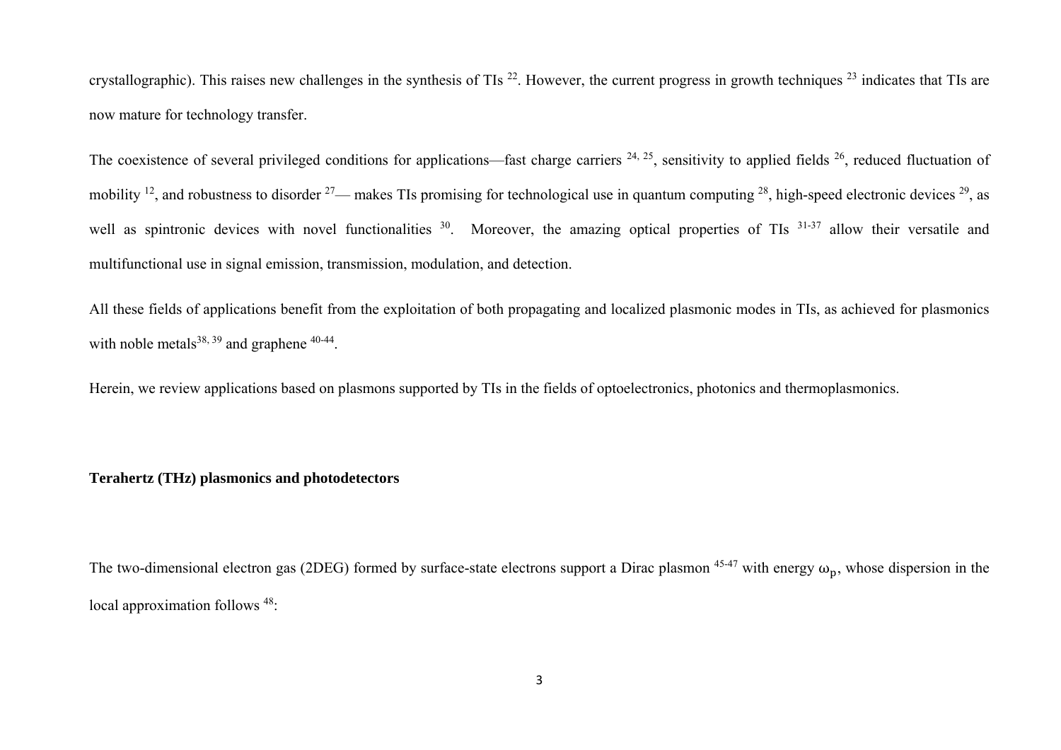crystallographic). This raises new challenges in the synthesis of TIs [22]. However, the current progress in growth techniques [23] indicates that TIs are now mature for technology transfer.

The coexistence of several privileged conditions for applications—fast charge carriers [24, 25], sensitivity to applied fields [26], reduced fluctuation of mobility [12], and robustness to disorder [27]— makes TIs promising for technological use in quantum computing [28], high-speed electronic devices [29], as well as spintronic devices with novel functionalities [30]. Moreover, the amazing optical properties of TIs [31-37] allow their versatile and multifunctional use in signal emission, transmission, modulation, and detection.

All these fields of applications benefit from the exploitation of both propagating and localized plasmonic modes in TIs, as achieved for plasmonics with noble metals[38, 39] and graphene [40-44].

Herein, we review applications based on plasmons supported by TIs in the fields of optoelectronics, photonics and thermoplasmonics.

## Terahertz (THz) plasmonics and photodetectors

The two-dimensional electron gas (2DEG) formed by surface-state electrons support a Dirac plasmon [45-47] with energy $\omega_p$, whose dispersion in the local approximation follows [48]: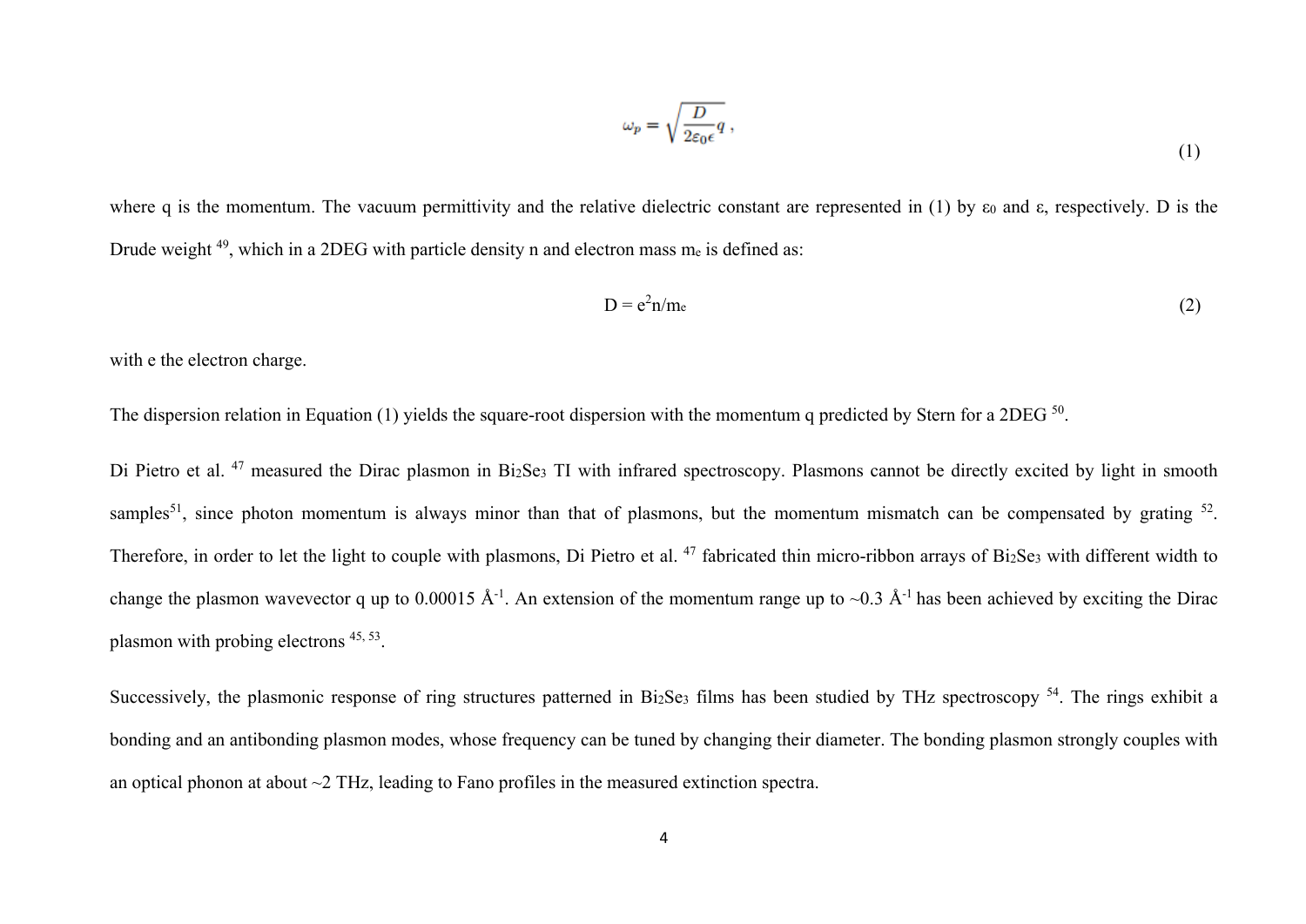$$\omega_p = \sqrt{\frac{D}{2\varepsilon_0 \epsilon} q}\ , \tag{1}$$

where q is the momentum. The vacuum permittivity and the relative dielectric constant are represented in (1) by $\varepsilon_0$ and $\varepsilon$, respectively. D is the Drude weight [49], which in a 2DEG with particle density n and electron mass $m_e$ is defined as:

$$D = e^2 n / m_e \tag{2}$$

with e the electron charge.

The dispersion relation in Equation (1) yields the square-root dispersion with the momentum q predicted by Stern for a 2DEG [50].

Di Pietro et al. [47] measured the Dirac plasmon in $Bi_2Se_3$ TI with infrared spectroscopy. Plasmons cannot be directly excited by light in smooth samples[51], since photon momentum is always minor than that of plasmons, but the momentum mismatch can be compensated by grating [52]. Therefore, in order to let the light to couple with plasmons, Di Pietro et al. [47] fabricated thin micro-ribbon arrays of $Bi_2Se_3$ with different width to change the plasmon wavevector q up to 0.00015 Å$^{-1}$. An extension of the momentum range up to ~0.3 Å$^{-1}$ has been achieved by exciting the Dirac plasmon with probing electrons [45, 53].

Successively, the plasmonic response of ring structures patterned in $Bi_2Se_3$ films has been studied by THz spectroscopy [54]. The rings exhibit a bonding and an antibonding plasmon modes, whose frequency can be tuned by changing their diameter. The bonding plasmon strongly couples with an optical phonon at about ~2 THz, leading to Fano profiles in the measured extinction spectra.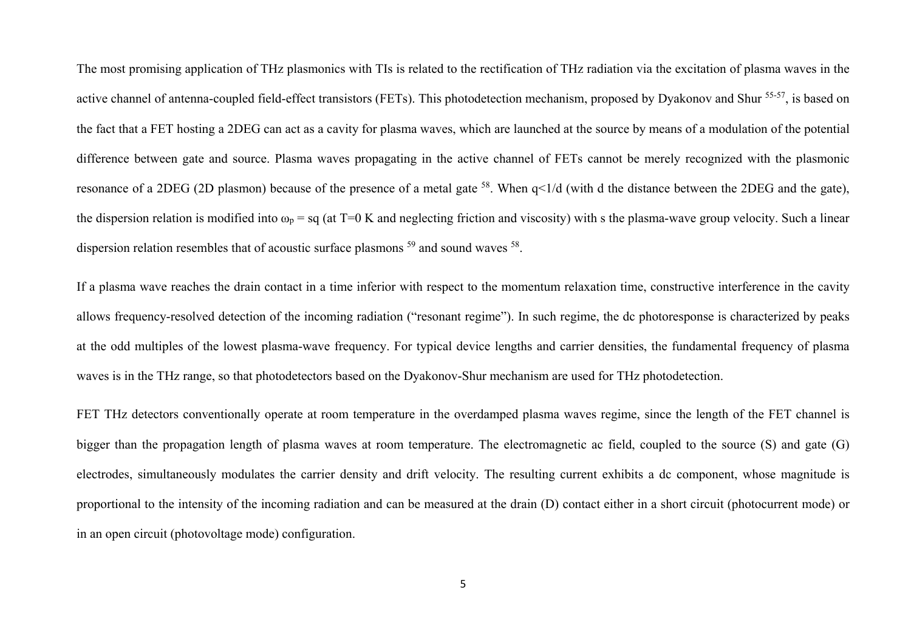The most promising application of THz plasmonics with TIs is related to the rectification of THz radiation via the excitation of plasma waves in the active channel of antenna-coupled field-effect transistors (FETs). This photodetection mechanism, proposed by Dyakonov and Shur [55-57], is based on the fact that a FET hosting a 2DEG can act as a cavity for plasma waves, which are launched at the source by means of a modulation of the potential difference between gate and source. Plasma waves propagating in the active channel of FETs cannot be merely recognized with the plasmonic resonance of a 2DEG (2D plasmon) because of the presence of a metal gate [58]. When $q<1/d$ (with d the distance between the 2DEG and the gate), the dispersion relation is modified into $\omega_p = sq$ (at T=0 K and neglecting friction and viscosity) with s the plasma-wave group velocity. Such a linear dispersion relation resembles that of acoustic surface plasmons [59] and sound waves [58].

If a plasma wave reaches the drain contact in a time inferior with respect to the momentum relaxation time, constructive interference in the cavity allows frequency-resolved detection of the incoming radiation ("resonant regime"). In such regime, the dc photoresponse is characterized by peaks at the odd multiples of the lowest plasma-wave frequency. For typical device lengths and carrier densities, the fundamental frequency of plasma waves is in the THz range, so that photodetectors based on the Dyakonov-Shur mechanism are used for THz photodetection.

FET THz detectors conventionally operate at room temperature in the overdamped plasma waves regime, since the length of the FET channel is bigger than the propagation length of plasma waves at room temperature. The electromagnetic ac field, coupled to the source (S) and gate (G) electrodes, simultaneously modulates the carrier density and drift velocity. The resulting current exhibits a dc component, whose magnitude is proportional to the intensity of the incoming radiation and can be measured at the drain (D) contact either in a short circuit (photocurrent mode) or in an open circuit (photovoltage mode) configuration.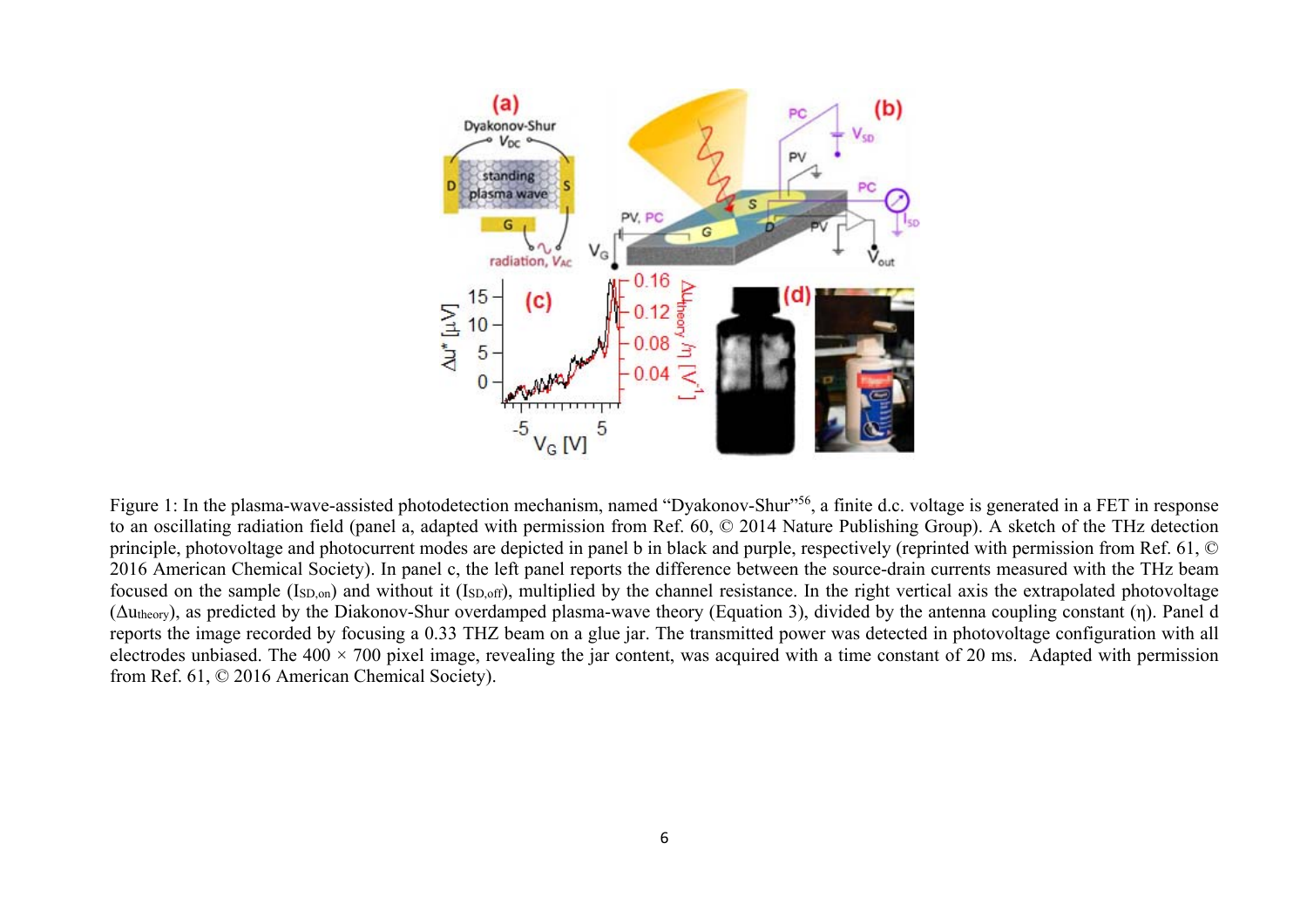Figure 1: In the plasma-wave-assisted photodetection mechanism, named "Dyakonov-Shur"[56], a finite d.c. voltage is generated in a FET in response to an oscillating radiation field (panel a, adapted with permission from Ref. 60, © 2014 Nature Publishing Group). A sketch of the THz detection principle, photovoltage and photocurrent modes are depicted in panel b in black and purple, respectively (reprinted with permission from Ref. 61, © 2016 American Chemical Society). In panel c, the left panel reports the difference between the source-drain currents measured with the THz beam focused on the sample ($I_{SD,on}$) and without it ($I_{SD,off}$), multiplied by the channel resistance. In the right vertical axis the extrapolated photovoltage ($\Delta u_{theory}$), as predicted by the Diakonov-Shur overdamped plasma-wave theory (Equation 3), divided by the antenna coupling constant ($\eta$). Panel d reports the image recorded by focusing a 0.33 THZ beam on a glue jar. The transmitted power was detected in photovoltage configuration with all electrodes unbiased. The 400 × 700 pixel image, revealing the jar content, was acquired with a time constant of 20 ms. Adapted with permission from Ref. 61, © 2016 American Chemical Society).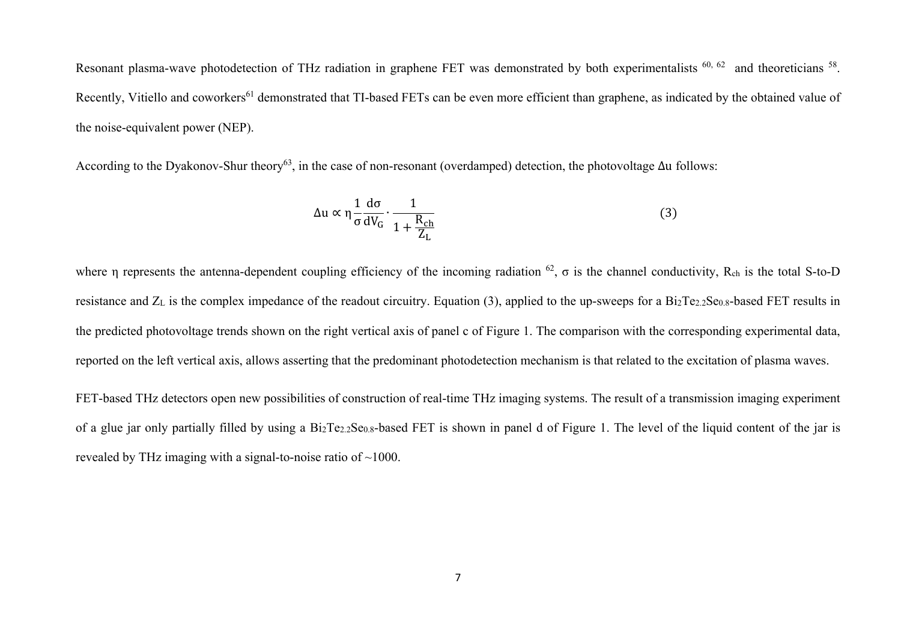Resonant plasma-wave photodetection of THz radiation in graphene FET was demonstrated by both experimentalists [60, 62] and theoreticians [58]. Recently, Vitiello and coworkers[61] demonstrated that TI-based FETs can be even more efficient than graphene, as indicated by the obtained value of the noise-equivalent power (NEP).

According to the Dyakonov-Shur theory[63], in the case of non-resonant (overdamped) detection, the photovoltage $\Delta u$ follows:

$$\Delta u \propto \eta \frac{1}{\sigma} \frac{d\sigma}{dV_G} \cdot \frac{1}{1 + \frac{R_{ch}}{Z_L}} \tag{3}$$

where $\eta$ represents the antenna-dependent coupling efficiency of the incoming radiation [62], $\sigma$ is the channel conductivity, $R_{ch}$ is the total S-to-D resistance and $Z_L$ is the complex impedance of the readout circuitry. Equation (3), applied to the up-sweeps for a $Bi_2Te_{2.2}Se_{0.8}$-based FET results in the predicted photovoltage trends shown on the right vertical axis of panel c of Figure 1. The comparison with the corresponding experimental data, reported on the left vertical axis, allows asserting that the predominant photodetection mechanism is that related to the excitation of plasma waves.

FET-based THz detectors open new possibilities of construction of real-time THz imaging systems. The result of a transmission imaging experiment of a glue jar only partially filled by using a $Bi_2Te_{2.2}Se_{0.8}$-based FET is shown in panel d of Figure 1. The level of the liquid content of the jar is revealed by THz imaging with a signal-to-noise ratio of ~1000.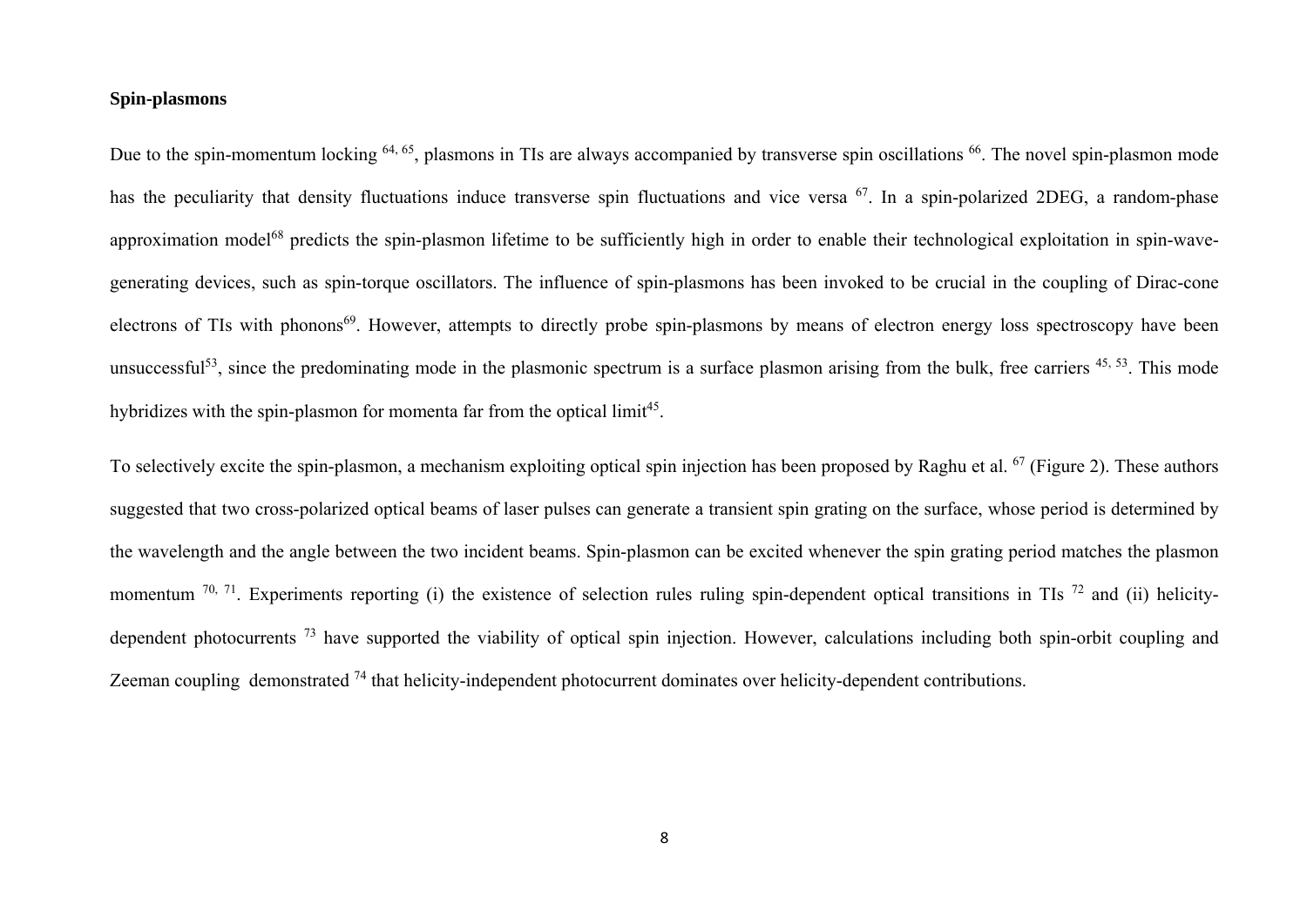**Spin-plasmons**

Due to the spin-momentum locking [64, 65], plasmons in TIs are always accompanied by transverse spin oscillations [66]. The novel spin-plasmon mode has the peculiarity that density fluctuations induce transverse spin fluctuations and vice versa [67]. In a spin-polarized 2DEG, a random-phase approximation model[68] predicts the spin-plasmon lifetime to be sufficiently high in order to enable their technological exploitation in spin-wave-generating devices, such as spin-torque oscillators. The influence of spin-plasmons has been invoked to be crucial in the coupling of Dirac-cone electrons of TIs with phonons[69]. However, attempts to directly probe spin-plasmons by means of electron energy loss spectroscopy have been unsuccessful[53], since the predominating mode in the plasmonic spectrum is a surface plasmon arising from the bulk, free carriers [45, 53]. This mode hybridizes with the spin-plasmon for momenta far from the optical limit[45].

To selectively excite the spin-plasmon, a mechanism exploiting optical spin injection has been proposed by Raghu et al. [67] (Figure 2). These authors suggested that two cross-polarized optical beams of laser pulses can generate a transient spin grating on the surface, whose period is determined by the wavelength and the angle between the two incident beams. Spin-plasmon can be excited whenever the spin grating period matches the plasmon momentum [70, 71]. Experiments reporting (i) the existence of selection rules ruling spin-dependent optical transitions in TIs [72] and (ii) helicity-dependent photocurrents [73] have supported the viability of optical spin injection. However, calculations including both spin-orbit coupling and Zeeman coupling demonstrated [74] that helicity-independent photocurrent dominates over helicity-dependent contributions.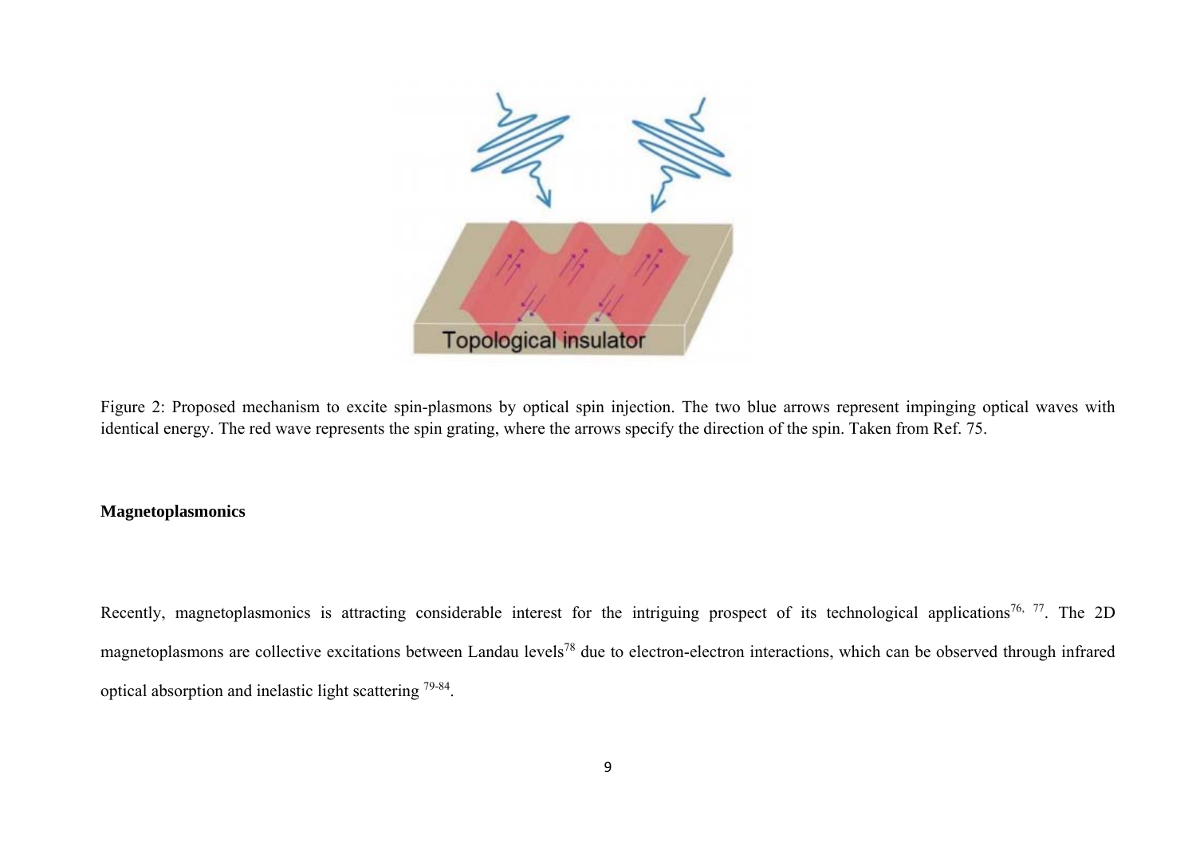Figure 2: Proposed mechanism to excite spin-plasmons by optical spin injection. The two blue arrows represent impinging optical waves with identical energy. The red wave represents the spin grating, where the arrows specify the direction of the spin. Taken from Ref. 75.

**Magnetoplasmonics**

Recently, magnetoplasmonics is attracting considerable interest for the intriguing prospect of its technological applications[76, 77]. The 2D magnetoplasmons are collective excitations between Landau levels[78] due to electron-electron interactions, which can be observed through infrared optical absorption and inelastic light scattering [79-84].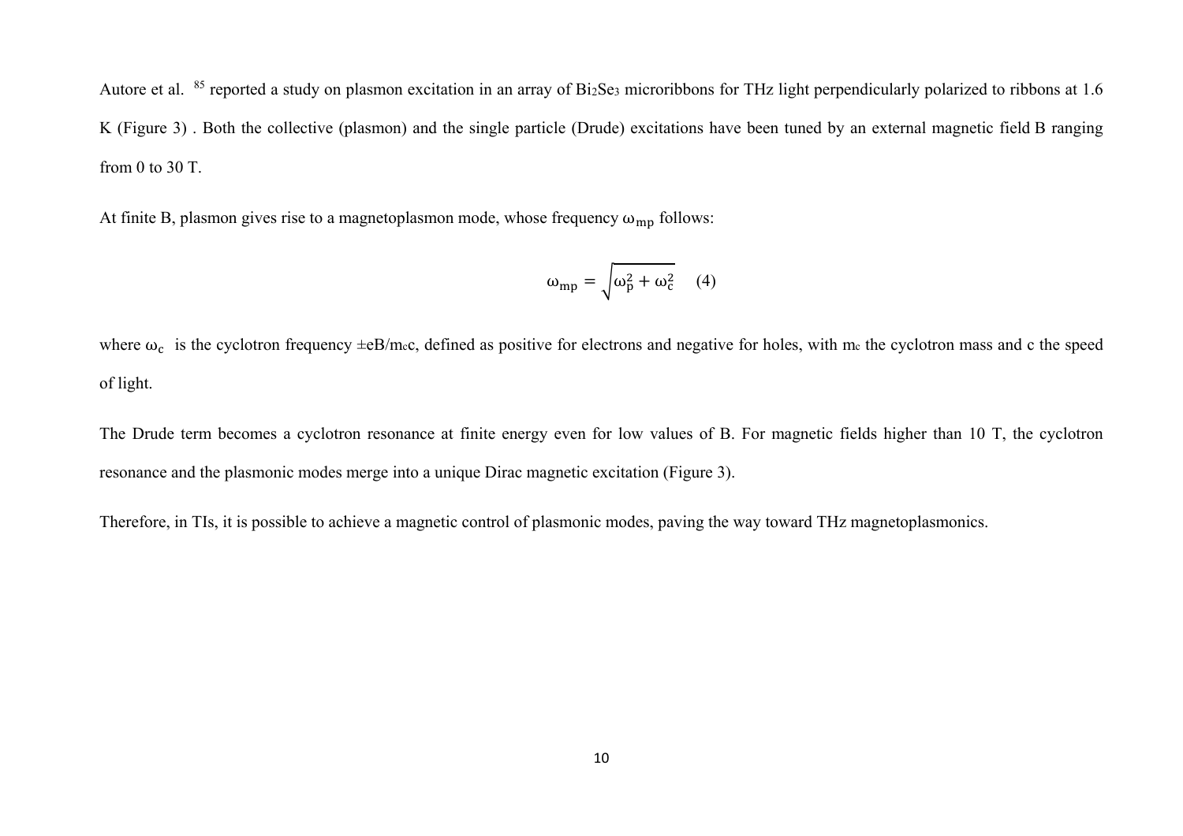Autore et al. [85] reported a study on plasmon excitation in an array of $Bi_2Se_3$ microribbons for THz light perpendicularly polarized to ribbons at 1.6 K (Figure 3) . Both the collective (plasmon) and the single particle (Drude) excitations have been tuned by an external magnetic field B ranging from 0 to 30 T.

At finite B, plasmon gives rise to a magnetoplasmon mode, whose frequency $\omega_{mp}$ follows:

$$\omega_{mp} = \sqrt{\omega_p^2 + \omega_c^2} \quad (4)$$

where $\omega_c$ is the cyclotron frequency $\pm eB/m_c c$, defined as positive for electrons and negative for holes, with $m_c$ the cyclotron mass and c the speed of light.

The Drude term becomes a cyclotron resonance at finite energy even for low values of B. For magnetic fields higher than 10 T, the cyclotron resonance and the plasmonic modes merge into a unique Dirac magnetic excitation (Figure 3).

Therefore, in TIs, it is possible to achieve a magnetic control of plasmonic modes, paving the way toward THz magnetoplasmonics.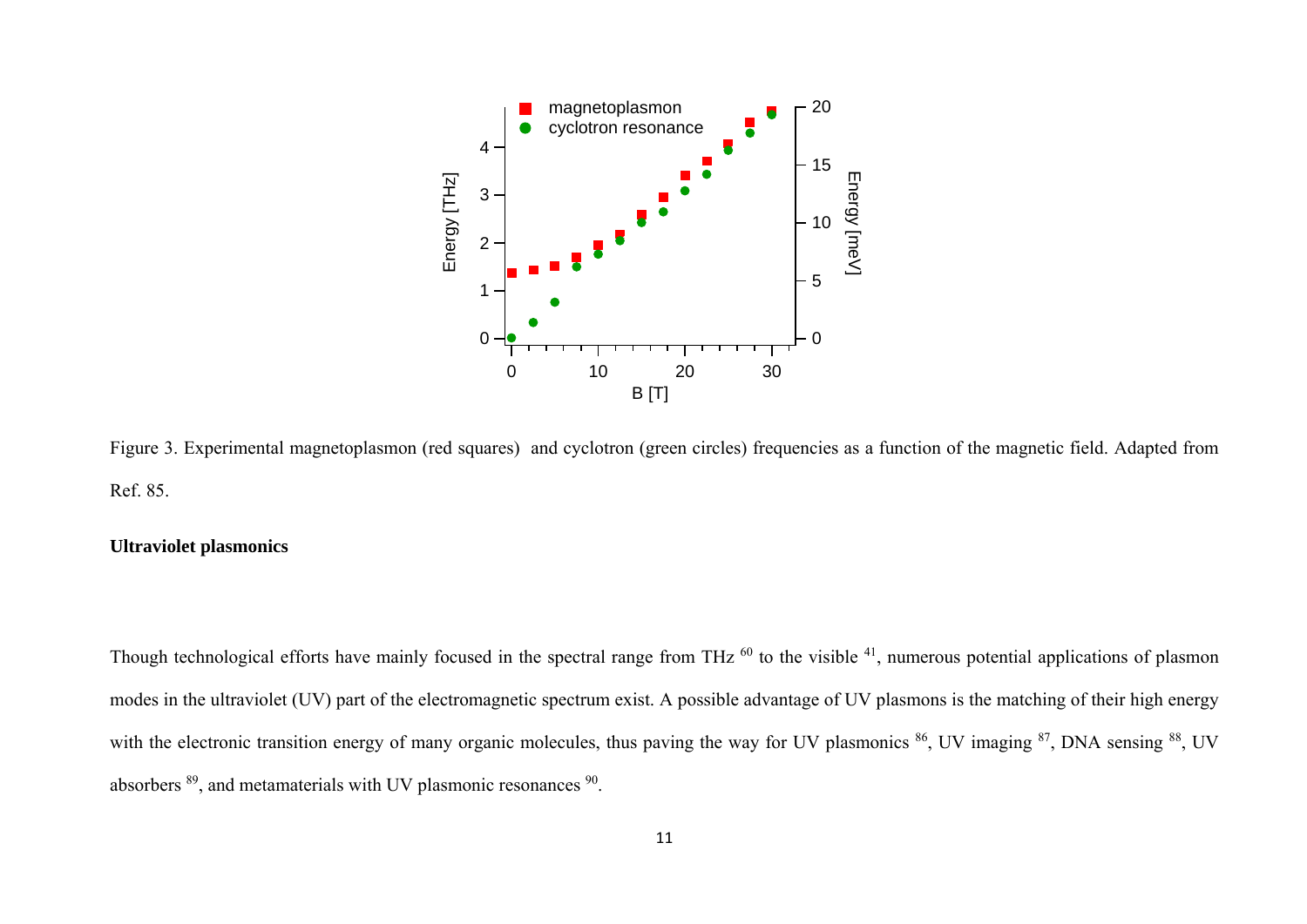Figure 3. Experimental magnetoplasmon (red squares) and cyclotron (green circles) frequencies as a function of the magnetic field. Adapted from Ref. 85.

**Ultraviolet plasmonics**

Though technological efforts have mainly focused in the spectral range from THz [60] to the visible [41], numerous potential applications of plasmon modes in the ultraviolet (UV) part of the electromagnetic spectrum exist. A possible advantage of UV plasmons is the matching of their high energy with the electronic transition energy of many organic molecules, thus paving the way for UV plasmonics [86], UV imaging [87], DNA sensing [88], UV absorbers [89], and metamaterials with UV plasmonic resonances [90].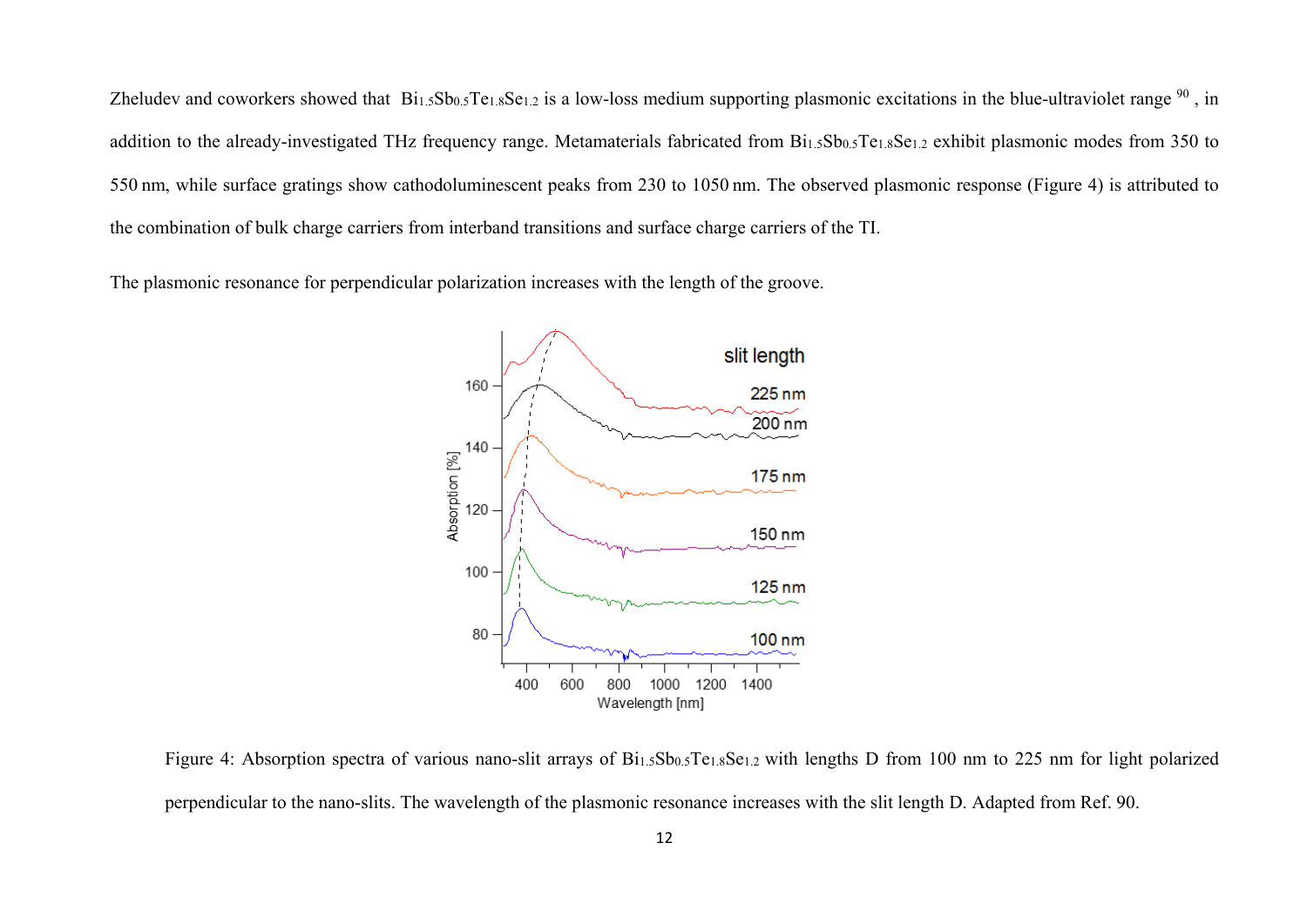Zheludev and coworkers showed that $Bi_{1.5}Sb_{0.5}Te_{1.8}Se_{1.2}$ is a low-loss medium supporting plasmonic excitations in the blue-ultraviolet range [90], in addition to the already-investigated THz frequency range. Metamaterials fabricated from $Bi_{1.5}Sb_{0.5}Te_{1.8}Se_{1.2}$ exhibit plasmonic modes from 350 to 550 nm, while surface gratings show cathodoluminescent peaks from 230 to 1050 nm. The observed plasmonic response (Figure 4) is attributed to the combination of bulk charge carriers from interband transitions and surface charge carriers of the TI.

The plasmonic resonance for perpendicular polarization increases with the length of the groove.

Figure 4: Absorption spectra of various nano-slit arrays of $Bi_{1.5}Sb_{0.5}Te_{1.8}Se_{1.2}$ with lengths D from 100 nm to 225 nm for light polarized perpendicular to the nano-slits. The wavelength of the plasmonic resonance increases with the slit length D. Adapted from Ref. 90.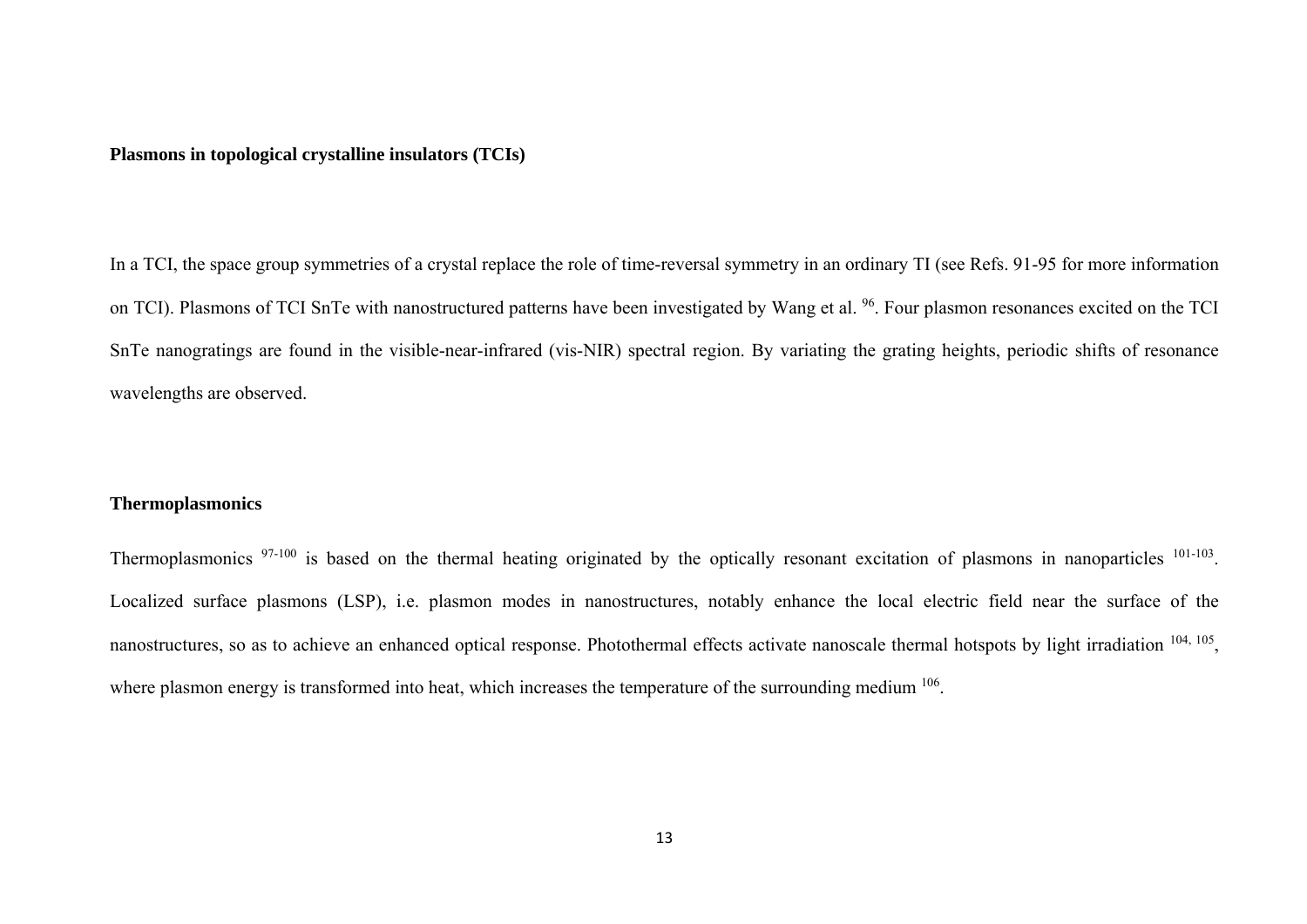**Plasmons in topological crystalline insulators (TCIs)**

In a TCI, the space group symmetries of a crystal replace the role of time-reversal symmetry in an ordinary TI (see Refs. 91-95 for more information on TCI). Plasmons of TCI SnTe with nanostructured patterns have been investigated by Wang et al. [96]. Four plasmon resonances excited on the TCI SnTe nanogratings are found in the visible-near-infrared (vis-NIR) spectral region. By variating the grating heights, periodic shifts of resonance wavelengths are observed.

**Thermoplasmonics**

Thermoplasmonics [97-100] is based on the thermal heating originated by the optically resonant excitation of plasmons in nanoparticles [101-103]. Localized surface plasmons (LSP), i.e. plasmon modes in nanostructures, notably enhance the local electric field near the surface of the nanostructures, so as to achieve an enhanced optical response. Photothermal effects activate nanoscale thermal hotspots by light irradiation [104, 105], where plasmon energy is transformed into heat, which increases the temperature of the surrounding medium [106].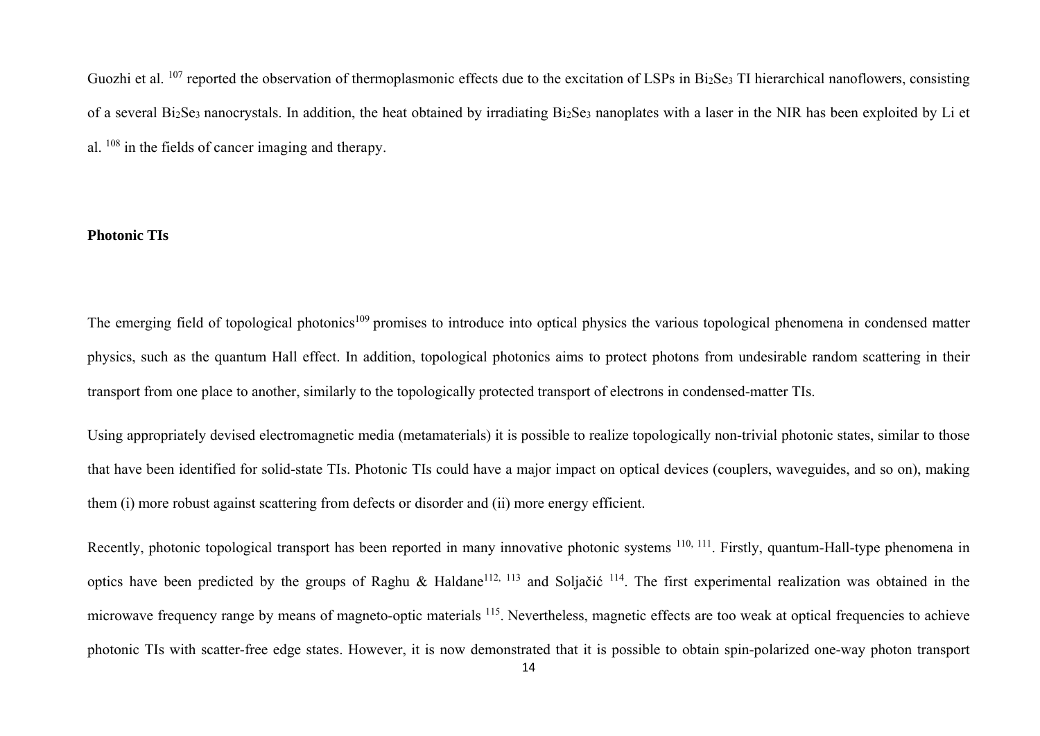Guozhi et al. [107] reported the observation of thermoplasmonic effects due to the excitation of LSPs in $Bi_2Se_3$ TI hierarchical nanoflowers, consisting of a several $Bi_2Se_3$ nanocrystals. In addition, the heat obtained by irradiating $Bi_2Se_3$ nanoplates with a laser in the NIR has been exploited by Li et al. [108] in the fields of cancer imaging and therapy.

**Photonic TIs**

The emerging field of topological photonics[109] promises to introduce into optical physics the various topological phenomena in condensed matter physics, such as the quantum Hall effect. In addition, topological photonics aims to protect photons from undesirable random scattering in their transport from one place to another, similarly to the topologically protected transport of electrons in condensed-matter TIs.

Using appropriately devised electromagnetic media (metamaterials) it is possible to realize topologically non-trivial photonic states, similar to those that have been identified for solid-state TIs. Photonic TIs could have a major impact on optical devices (couplers, waveguides, and so on), making them (i) more robust against scattering from defects or disorder and (ii) more energy efficient.

Recently, photonic topological transport has been reported in many innovative photonic systems [110, 111]. Firstly, quantum-Hall-type phenomena in optics have been predicted by the groups of Raghu & Haldane[112, 113] and Soljačić [114]. The first experimental realization was obtained in the microwave frequency range by means of magneto-optic materials [115]. Nevertheless, magnetic effects are too weak at optical frequencies to achieve photonic TIs with scatter-free edge states. However, it is now demonstrated that it is possible to obtain spin-polarized one-way photon transport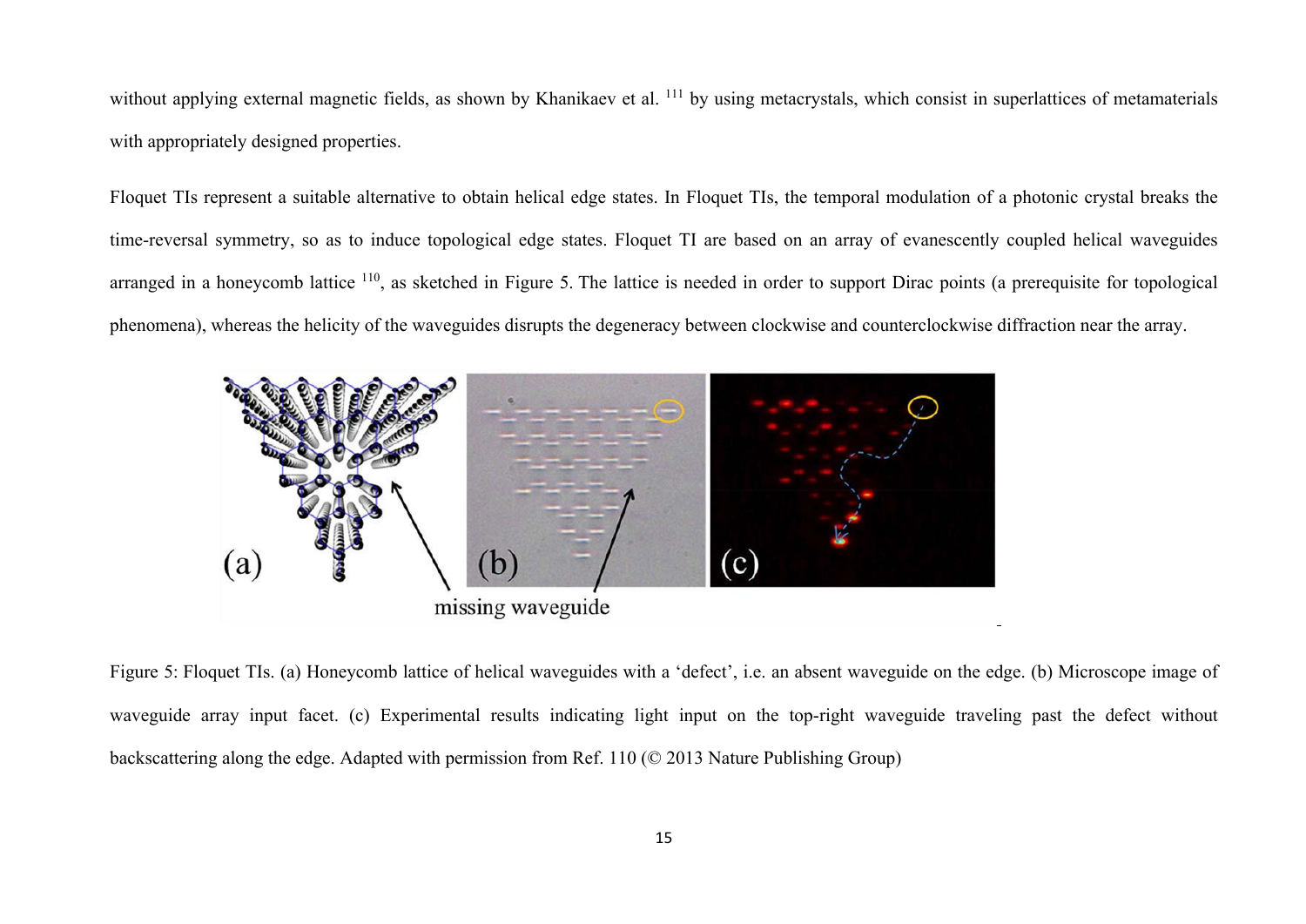without applying external magnetic fields, as shown by Khanikaev et al. [111] by using metacrystals, which consist in superlattices of metamaterials with appropriately designed properties.

Floquet TIs represent a suitable alternative to obtain helical edge states. In Floquet TIs, the temporal modulation of a photonic crystal breaks the time-reversal symmetry, so as to induce topological edge states. Floquet TI are based on an array of evanescently coupled helical waveguides arranged in a honeycomb lattice [110], as sketched in Figure 5. The lattice is needed in order to support Dirac points (a prerequisite for topological phenomena), whereas the helicity of the waveguides disrupts the degeneracy between clockwise and counterclockwise diffraction near the array.

Figure 5: Floquet TIs. (a) Honeycomb lattice of helical waveguides with a 'defect', i.e. an absent waveguide on the edge. (b) Microscope image of waveguide array input facet. (c) Experimental results indicating light input on the top-right waveguide traveling past the defect without backscattering along the edge. Adapted with permission from Ref. 110 (© 2013 Nature Publishing Group)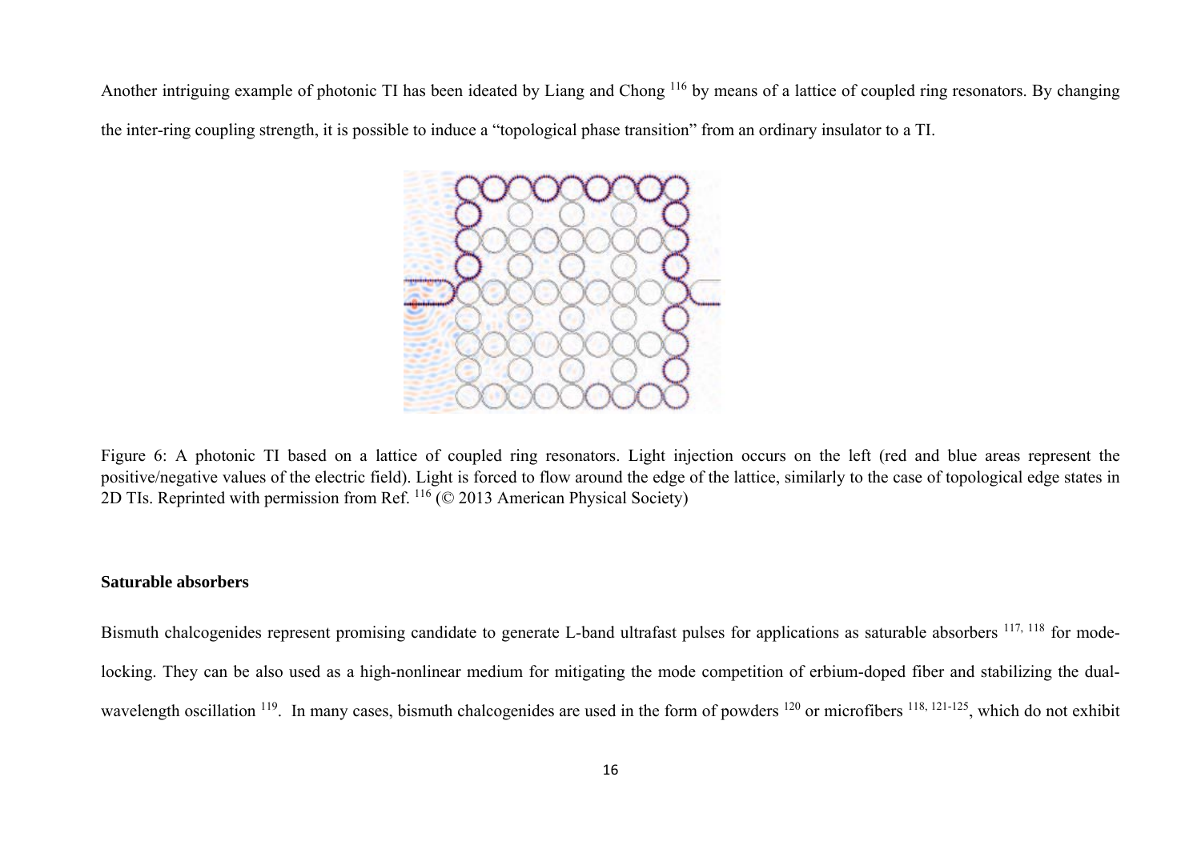Another intriguing example of photonic TI has been ideated by Liang and Chong [116] by means of a lattice of coupled ring resonators. By changing the inter-ring coupling strength, it is possible to induce a "topological phase transition" from an ordinary insulator to a TI.

Figure 6: A photonic TI based on a lattice of coupled ring resonators. Light injection occurs on the left (red and blue areas represent the positive/negative values of the electric field). Light is forced to flow around the edge of the lattice, similarly to the case of topological edge states in 2D TIs. Reprinted with permission from Ref. [116] (© 2013 American Physical Society)

**Saturable absorbers**

Bismuth chalcogenides represent promising candidate to generate L-band ultrafast pulses for applications as saturable absorbers [117, 118] for mode-locking. They can be also used as a high-nonlinear medium for mitigating the mode competition of erbium-doped fiber and stabilizing the dual-wavelength oscillation [119]. In many cases, bismuth chalcogenides are used in the form of powders [120] or microfibers [118, 121-125], which do not exhibit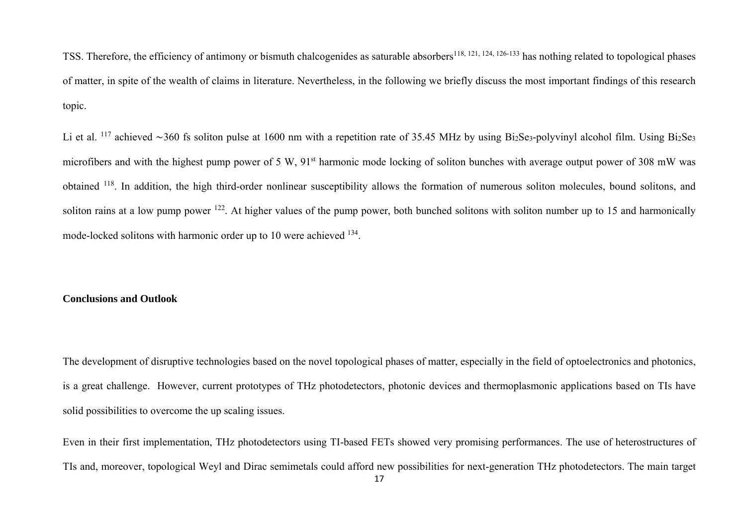TSS. Therefore, the efficiency of antimony or bismuth chalcogenides as saturable absorbers[118, 121, 124, 126-133] has nothing related to topological phases of matter, in spite of the wealth of claims in literature. Nevertheless, in the following we briefly discuss the most important findings of this research topic.

Li et al. [117] achieved ∼360 fs soliton pulse at 1600 nm with a repetition rate of 35.45 MHz by using $Bi_2Se_3$-polyvinyl alcohol film. Using $Bi_2Se_3$ microfibers and with the highest pump power of 5 W, 91$^{st}$ harmonic mode locking of soliton bunches with average output power of 308 mW was obtained [118]. In addition, the high third-order nonlinear susceptibility allows the formation of numerous soliton molecules, bound solitons, and soliton rains at a low pump power [122]. At higher values of the pump power, both bunched solitons with soliton number up to 15 and harmonically mode-locked solitons with harmonic order up to 10 were achieved [134].

**Conclusions and Outlook**

The development of disruptive technologies based on the novel topological phases of matter, especially in the field of optoelectronics and photonics, is a great challenge. However, current prototypes of THz photodetectors, photonic devices and thermoplasmonic applications based on TIs have solid possibilities to overcome the up scaling issues.

Even in their first implementation, THz photodetectors using TI-based FETs showed very promising performances. The use of heterostructures of TIs and, moreover, topological Weyl and Dirac semimetals could afford new possibilities for next-generation THz photodetectors. The main target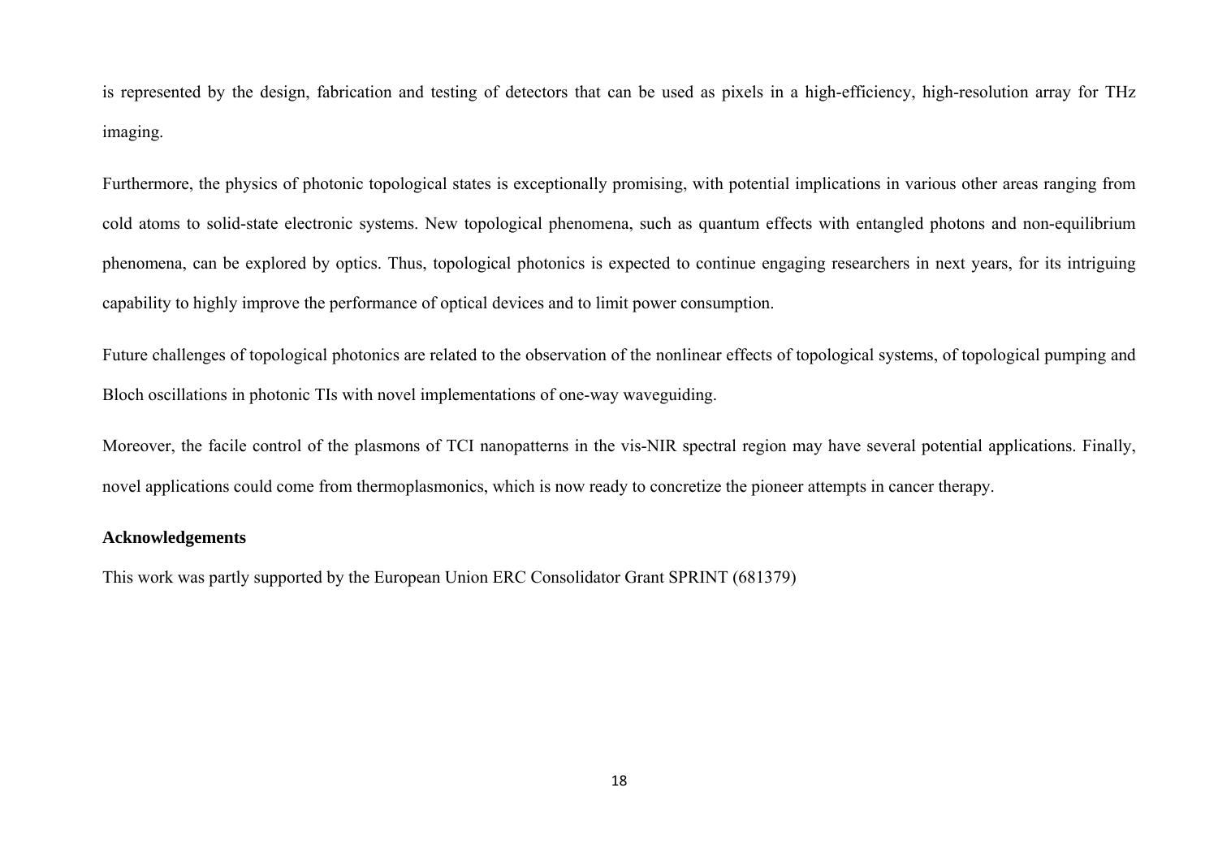is represented by the design, fabrication and testing of detectors that can be used as pixels in a high-efficiency, high-resolution array for THz imaging.

Furthermore, the physics of photonic topological states is exceptionally promising, with potential implications in various other areas ranging from cold atoms to solid-state electronic systems. New topological phenomena, such as quantum effects with entangled photons and non-equilibrium phenomena, can be explored by optics. Thus, topological photonics is expected to continue engaging researchers in next years, for its intriguing capability to highly improve the performance of optical devices and to limit power consumption.

Future challenges of topological photonics are related to the observation of the nonlinear effects of topological systems, of topological pumping and Bloch oscillations in photonic TIs with novel implementations of one-way waveguiding.

Moreover, the facile control of the plasmons of TCI nanopatterns in the vis-NIR spectral region may have several potential applications. Finally, novel applications could come from thermoplasmonics, which is now ready to concretize the pioneer attempts in cancer therapy.

**Acknowledgements**

This work was partly supported by the European Union ERC Consolidator Grant SPRINT (681379)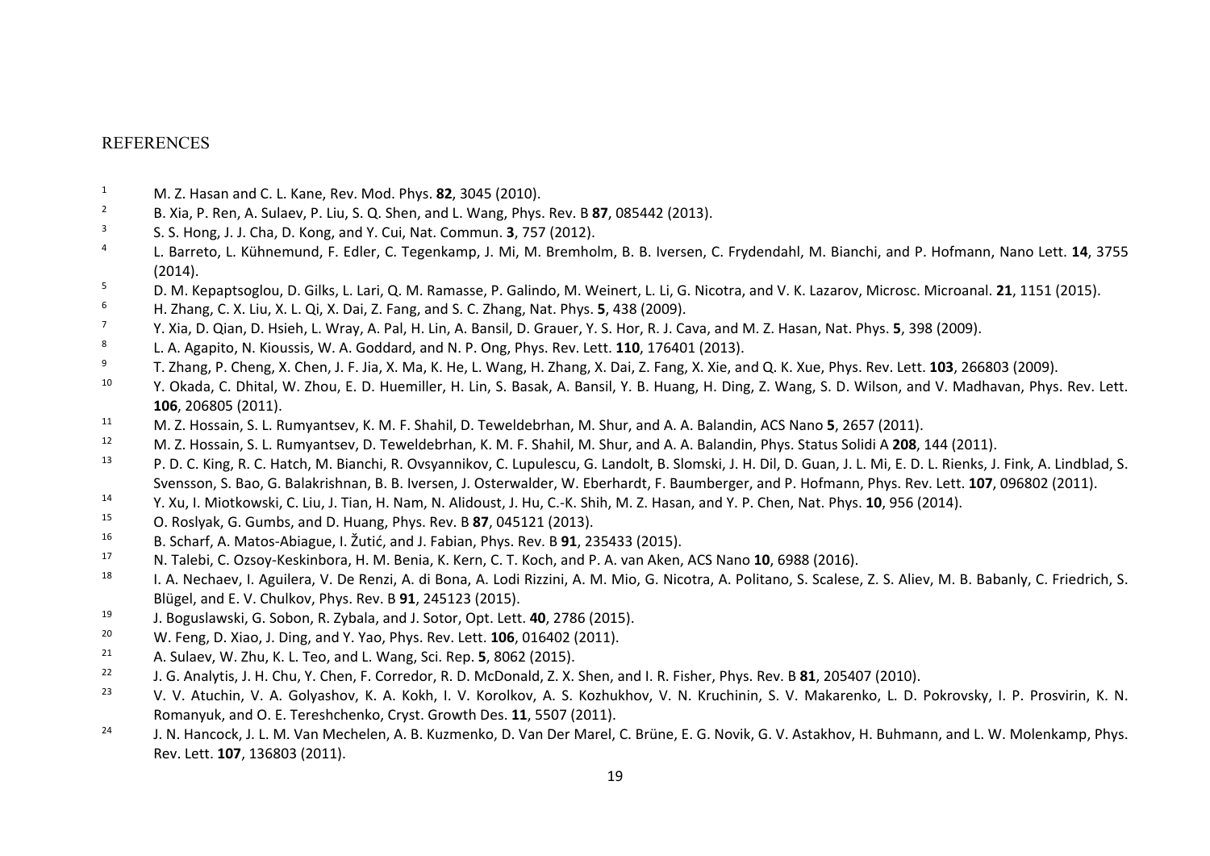# REFERENCES

[1] M. Z. Hasan and C. L. Kane, Rev. Mod. Phys. **82**, 3045 (2010).

[2] B. Xia, P. Ren, A. Sulaev, P. Liu, S. Q. Shen, and L. Wang, Phys. Rev. B **87**, 085442 (2013).

[3] S. S. Hong, J. J. Cha, D. Kong, and Y. Cui, Nat. Commun. **3**, 757 (2012).

[4] L. Barreto, L. Kühnemund, F. Edler, C. Tegenkamp, J. Mi, M. Bremholm, B. B. Iversen, C. Frydendahl, M. Bianchi, and P. Hofmann, Nano Lett. **14**, 3755 (2014).

[5] D. M. Kepaptsoglou, D. Gilks, L. Lari, Q. M. Ramasse, P. Galindo, M. Weinert, L. Li, G. Nicotra, and V. K. Lazarov, Microsc. Microanal. **21**, 1151 (2015).

[6] H. Zhang, C. X. Liu, X. L. Qi, X. Dai, Z. Fang, and S. C. Zhang, Nat. Phys. **5**, 438 (2009).

[7] Y. Xia, D. Qian, D. Hsieh, L. Wray, A. Pal, H. Lin, A. Bansil, D. Grauer, Y. S. Hor, R. J. Cava, and M. Z. Hasan, Nat. Phys. **5**, 398 (2009).

[8] L. A. Agapito, N. Kioussis, W. A. Goddard, and N. P. Ong, Phys. Rev. Lett. **110**, 176401 (2013).

[9] T. Zhang, P. Cheng, X. Chen, J. F. Jia, X. Ma, K. He, L. Wang, H. Zhang, X. Dai, Z. Fang, X. Xie, and Q. K. Xue, Phys. Rev. Lett. **103**, 266803 (2009).

[10] Y. Okada, C. Dhital, W. Zhou, E. D. Huemiller, H. Lin, S. Basak, A. Bansil, Y. B. Huang, H. Ding, Z. Wang, S. D. Wilson, and V. Madhavan, Phys. Rev. Lett. **106**, 206805 (2011).

[11] M. Z. Hossain, S. L. Rumyantsev, K. M. F. Shahil, D. Teweldebrhan, M. Shur, and A. A. Balandin, ACS Nano **5**, 2657 (2011).

[12] M. Z. Hossain, S. L. Rumyantsev, D. Teweldebrhan, K. M. F. Shahil, M. Shur, and A. A. Balandin, Phys. Status Solidi A **208**, 144 (2011).

[13] P. D. C. King, R. C. Hatch, M. Bianchi, R. Ovsyannikov, C. Lupulescu, G. Landolt, B. Slomski, J. H. Dil, D. Guan, J. L. Mi, E. D. L. Rienks, J. Fink, A. Lindblad, S. Svensson, S. Bao, G. Balakrishnan, B. B. Iversen, J. Osterwalder, W. Eberhardt, F. Baumberger, and P. Hofmann, Phys. Rev. Lett. **107**, 096802 (2011).

[14] Y. Xu, I. Miotkowski, C. Liu, J. Tian, H. Nam, N. Alidoust, J. Hu, C.-K. Shih, M. Z. Hasan, and Y. P. Chen, Nat. Phys. **10**, 956 (2014).

[15] O. Roslyak, G. Gumbs, and D. Huang, Phys. Rev. B **87**, 045121 (2013).

[16] B. Scharf, A. Matos-Abiague, I. Žutić, and J. Fabian, Phys. Rev. B **91**, 235433 (2015).

[17] N. Talebi, C. Ozsoy-Keskinbora, H. M. Benia, K. Kern, C. T. Koch, and P. A. van Aken, ACS Nano **10**, 6988 (2016).

[18] I. A. Nechaev, I. Aguilera, V. De Renzi, A. di Bona, A. Lodi Rizzini, A. M. Mio, G. Nicotra, A. Politano, S. Scalese, Z. S. Aliev, M. B. Babanly, C. Friedrich, S. Blügel, and E. V. Chulkov, Phys. Rev. B **91**, 245123 (2015).

[19] J. Boguslawski, G. Sobon, R. Zybala, and J. Sotor, Opt. Lett. **40**, 2786 (2015).

[20] W. Feng, D. Xiao, J. Ding, and Y. Yao, Phys. Rev. Lett. **106**, 016402 (2011).

[21] A. Sulaev, W. Zhu, K. L. Teo, and L. Wang, Sci. Rep. **5**, 8062 (2015).

[22] J. G. Analytis, J. H. Chu, Y. Chen, F. Corredor, R. D. McDonald, Z. X. Shen, and I. R. Fisher, Phys. Rev. B **81**, 205407 (2010).

[23] V. V. Atuchin, V. A. Golyashov, K. A. Kokh, I. V. Korolkov, A. S. Kozhukhov, V. N. Kruchinin, S. V. Makarenko, L. D. Pokrovsky, I. P. Prosvirin, K. N. Romanyuk, and O. E. Tereshchenko, Cryst. Growth Des. **11**, 5507 (2011).

[24] J. N. Hancock, J. L. M. Van Mechelen, A. B. Kuzmenko, D. Van Der Marel, C. Brüne, E. G. Novik, G. V. Astakhov, H. Buhmann, and L. W. Molenkamp, Phys. Rev. Lett. **107**, 136803 (2011).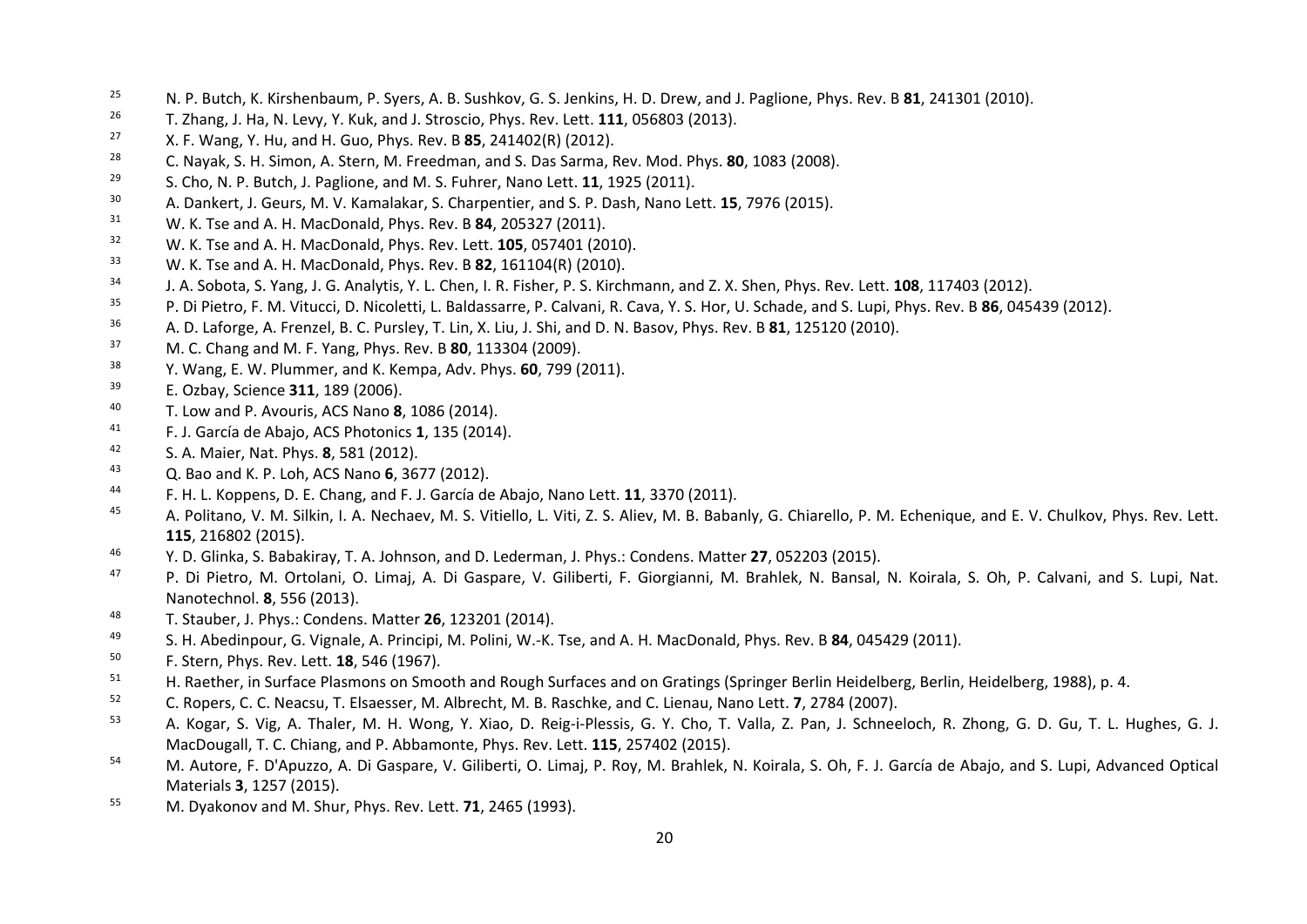25. N. P. Butch, K. Kirshenbaum, P. Syers, A. B. Sushkov, G. S. Jenkins, H. D. Drew, and J. Paglione, Phys. Rev. B **81**, 241301 (2010).
26. T. Zhang, J. Ha, N. Levy, Y. Kuk, and J. Stroscio, Phys. Rev. Lett. **111**, 056803 (2013).
27. X. F. Wang, Y. Hu, and H. Guo, Phys. Rev. B **85**, 241402(R) (2012).
28. C. Nayak, S. H. Simon, A. Stern, M. Freedman, and S. Das Sarma, Rev. Mod. Phys. **80**, 1083 (2008).
29. S. Cho, N. P. Butch, J. Paglione, and M. S. Fuhrer, Nano Lett. **11**, 1925 (2011).
30. A. Dankert, J. Geurs, M. V. Kamalakar, S. Charpentier, and S. P. Dash, Nano Lett. **15**, 7976 (2015).
31. W. K. Tse and A. H. MacDonald, Phys. Rev. B **84**, 205327 (2011).
32. W. K. Tse and A. H. MacDonald, Phys. Rev. Lett. **105**, 057401 (2010).
33. W. K. Tse and A. H. MacDonald, Phys. Rev. B **82**, 161104(R) (2010).
34. J. A. Sobota, S. Yang, J. G. Analytis, Y. L. Chen, I. R. Fisher, P. S. Kirchmann, and Z. X. Shen, Phys. Rev. Lett. **108**, 117403 (2012).
35. P. Di Pietro, F. M. Vitucci, D. Nicoletti, L. Baldassarre, P. Calvani, R. Cava, Y. S. Hor, U. Schade, and S. Lupi, Phys. Rev. B **86**, 045439 (2012).
36. A. D. Laforge, A. Frenzel, B. C. Pursley, T. Lin, X. Liu, J. Shi, and D. N. Basov, Phys. Rev. B **81**, 125120 (2010).
37. M. C. Chang and M. F. Yang, Phys. Rev. B **80**, 113304 (2009).
38. Y. Wang, E. W. Plummer, and K. Kempa, Adv. Phys. **60**, 799 (2011).
39. E. Ozbay, Science **311**, 189 (2006).
40. T. Low and P. Avouris, ACS Nano **8**, 1086 (2014).
41. F. J. García de Abajo, ACS Photonics **1**, 135 (2014).
42. S. A. Maier, Nat. Phys. **8**, 581 (2012).
43. Q. Bao and K. P. Loh, ACS Nano **6**, 3677 (2012).
44. F. H. L. Koppens, D. E. Chang, and F. J. García de Abajo, Nano Lett. **11**, 3370 (2011).
45. A. Politano, V. M. Silkin, I. A. Nechaev, M. S. Vitiello, L. Viti, Z. S. Aliev, M. B. Babanly, G. Chiarello, P. M. Echenique, and E. V. Chulkov, Phys. Rev. Lett. **115**, 216802 (2015).
46. Y. D. Glinka, S. Babakiray, T. A. Johnson, and D. Lederman, J. Phys.: Condens. Matter **27**, 052203 (2015).
47. P. Di Pietro, M. Ortolani, O. Limaj, A. Di Gaspare, V. Giliberti, F. Giorgianni, M. Brahlek, N. Bansal, N. Koirala, S. Oh, P. Calvani, and S. Lupi, Nat. Nanotechnol. **8**, 556 (2013).
48. T. Stauber, J. Phys.: Condens. Matter **26**, 123201 (2014).
49. S. H. Abedinpour, G. Vignale, A. Principi, M. Polini, W.-K. Tse, and A. H. MacDonald, Phys. Rev. B **84**, 045429 (2011).
50. F. Stern, Phys. Rev. Lett. **18**, 546 (1967).
51. H. Raether, in Surface Plasmons on Smooth and Rough Surfaces and on Gratings (Springer Berlin Heidelberg, Berlin, Heidelberg, 1988), p. 4.
52. C. Ropers, C. C. Neacsu, T. Elsaesser, M. Albrecht, M. B. Raschke, and C. Lienau, Nano Lett. **7**, 2784 (2007).
53. A. Kogar, S. Vig, A. Thaler, M. H. Wong, Y. Xiao, D. Reig-i-Plessis, G. Y. Cho, T. Valla, Z. Pan, J. Schneeloch, R. Zhong, G. D. Gu, T. L. Hughes, G. J. MacDougall, T. C. Chiang, and P. Abbamonte, Phys. Rev. Lett. **115**, 257402 (2015).
54. M. Autore, F. D'Apuzzo, A. Di Gaspare, V. Giliberti, O. Limaj, P. Roy, M. Brahlek, N. Koirala, S. Oh, F. J. García de Abajo, and S. Lupi, Advanced Optical Materials **3**, 1257 (2015).
55. M. Dyakonov and M. Shur, Phys. Rev. Lett. **71**, 2465 (1993).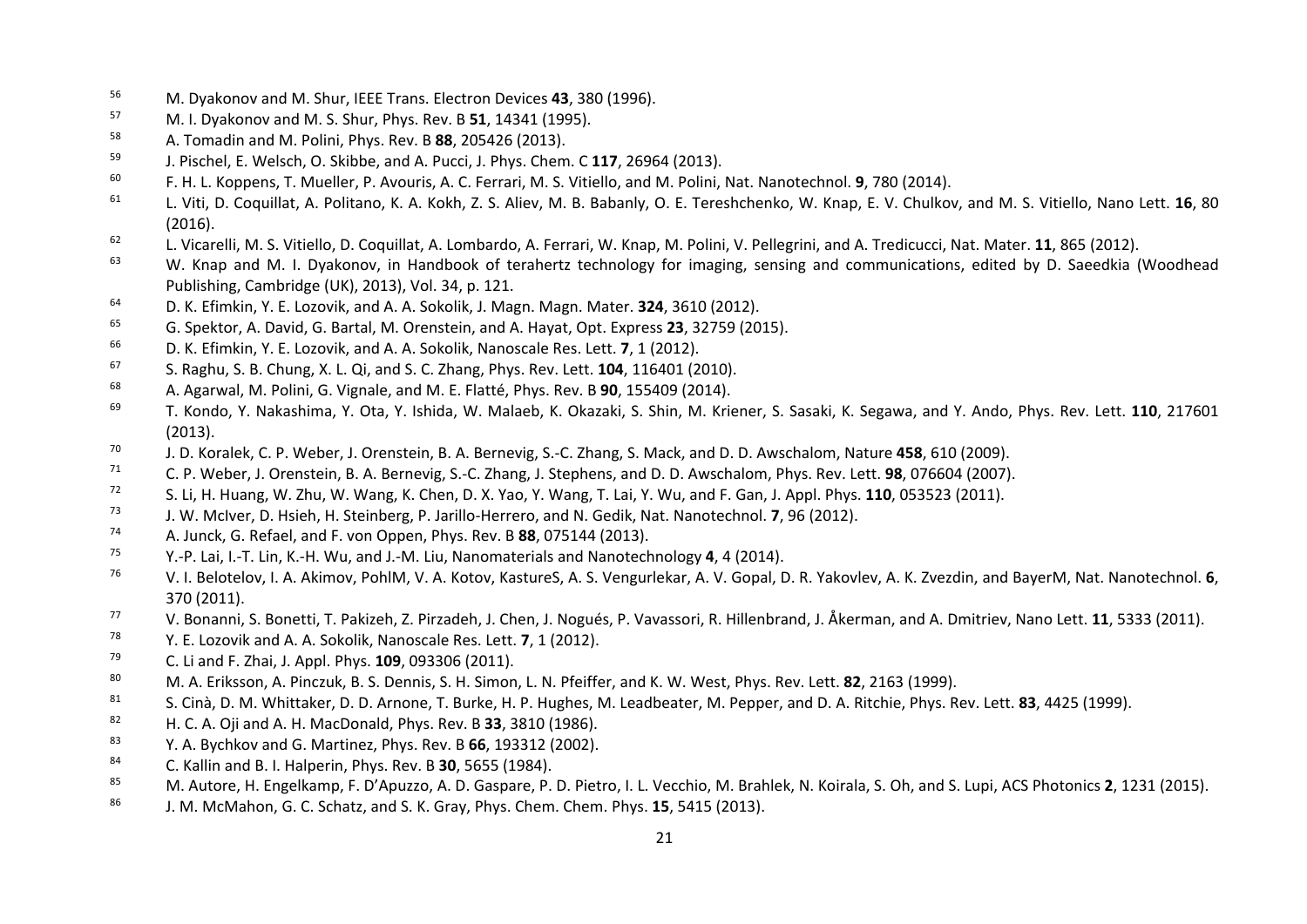[56] M. Dyakonov and M. Shur, IEEE Trans. Electron Devices **43**, 380 (1996).

[57] M. I. Dyakonov and M. S. Shur, Phys. Rev. B **51**, 14341 (1995).

[58] A. Tomadin and M. Polini, Phys. Rev. B **88**, 205426 (2013).

[59] J. Pischel, E. Welsch, O. Skibbe, and A. Pucci, J. Phys. Chem. C **117**, 26964 (2013).

[60] F. H. L. Koppens, T. Mueller, P. Avouris, A. C. Ferrari, M. S. Vitiello, and M. Polini, Nat. Nanotechnol. **9**, 780 (2014).

[61] L. Viti, D. Coquillat, A. Politano, K. A. Kokh, Z. S. Aliev, M. B. Babanly, O. E. Tereshchenko, W. Knap, E. V. Chulkov, and M. S. Vitiello, Nano Lett. **16**, 80 (2016).

[62] L. Vicarelli, M. S. Vitiello, D. Coquillat, A. Lombardo, A. Ferrari, W. Knap, M. Polini, V. Pellegrini, and A. Tredicucci, Nat. Mater. **11**, 865 (2012).

[63] W. Knap and M. I. Dyakonov, in Handbook of terahertz technology for imaging, sensing and communications, edited by D. Saeedkia (Woodhead Publishing, Cambridge (UK), 2013), Vol. 34, p. 121.

[64] D. K. Efimkin, Y. E. Lozovik, and A. A. Sokolik, J. Magn. Magn. Mater. **324**, 3610 (2012).

[65] G. Spektor, A. David, G. Bartal, M. Orenstein, and A. Hayat, Opt. Express **23**, 32759 (2015).

[66] D. K. Efimkin, Y. E. Lozovik, and A. A. Sokolik, Nanoscale Res. Lett. **7**, 1 (2012).

[67] S. Raghu, S. B. Chung, X. L. Qi, and S. C. Zhang, Phys. Rev. Lett. **104**, 116401 (2010).

[68] A. Agarwal, M. Polini, G. Vignale, and M. E. Flatté, Phys. Rev. B **90**, 155409 (2014).

[69] T. Kondo, Y. Nakashima, Y. Ota, Y. Ishida, W. Malaeb, K. Okazaki, S. Shin, M. Kriener, S. Sasaki, K. Segawa, and Y. Ando, Phys. Rev. Lett. **110**, 217601 (2013).

[70] J. D. Koralek, C. P. Weber, J. Orenstein, B. A. Bernevig, S.-C. Zhang, S. Mack, and D. D. Awschalom, Nature **458**, 610 (2009).

[71] C. P. Weber, J. Orenstein, B. A. Bernevig, S.-C. Zhang, J. Stephens, and D. D. Awschalom, Phys. Rev. Lett. **98**, 076604 (2007).

[72] S. Li, H. Huang, W. Zhu, W. Wang, K. Chen, D. X. Yao, Y. Wang, T. Lai, Y. Wu, and F. Gan, J. Appl. Phys. **110**, 053523 (2011).

[73] J. W. McIver, D. Hsieh, H. Steinberg, P. Jarillo-Herrero, and N. Gedik, Nat. Nanotechnol. **7**, 96 (2012).

[74] A. Junck, G. Refael, and F. von Oppen, Phys. Rev. B **88**, 075144 (2013).

[75] Y.-P. Lai, I.-T. Lin, K.-H. Wu, and J.-M. Liu, Nanomaterials and Nanotechnology **4**, 4 (2014).

[76] V. I. Belotelov, I. A. Akimov, PohlM, V. A. Kotov, KastureS, A. S. Vengurlekar, A. V. Gopal, D. R. Yakovlev, A. K. Zvezdin, and BayerM, Nat. Nanotechnol. **6**, 370 (2011).

[77] V. Bonanni, S. Bonetti, T. Pakizeh, Z. Pirzadeh, J. Chen, J. Nogués, P. Vavassori, R. Hillenbrand, J. Åkerman, and A. Dmitriev, Nano Lett. **11**, 5333 (2011).

[78] Y. E. Lozovik and A. A. Sokolik, Nanoscale Res. Lett. **7**, 1 (2012).

[79] C. Li and F. Zhai, J. Appl. Phys. **109**, 093306 (2011).

[80] M. A. Eriksson, A. Pinczuk, B. S. Dennis, S. H. Simon, L. N. Pfeiffer, and K. W. West, Phys. Rev. Lett. **82**, 2163 (1999).

[81] S. Cinà, D. M. Whittaker, D. D. Arnone, T. Burke, H. P. Hughes, M. Leadbeater, M. Pepper, and D. A. Ritchie, Phys. Rev. Lett. **83**, 4425 (1999).

[82] H. C. A. Oji and A. H. MacDonald, Phys. Rev. B **33**, 3810 (1986).

[83] Y. A. Bychkov and G. Martinez, Phys. Rev. B **66**, 193312 (2002).

[84] C. Kallin and B. I. Halperin, Phys. Rev. B **30**, 5655 (1984).

[85] M. Autore, H. Engelkamp, F. D'Apuzzo, A. D. Gaspare, P. D. Pietro, I. L. Vecchio, M. Brahlek, N. Koirala, S. Oh, and S. Lupi, ACS Photonics **2**, 1231 (2015).

[86] J. M. McMahon, G. C. Schatz, and S. K. Gray, Phys. Chem. Chem. Phys. **15**, 5415 (2013).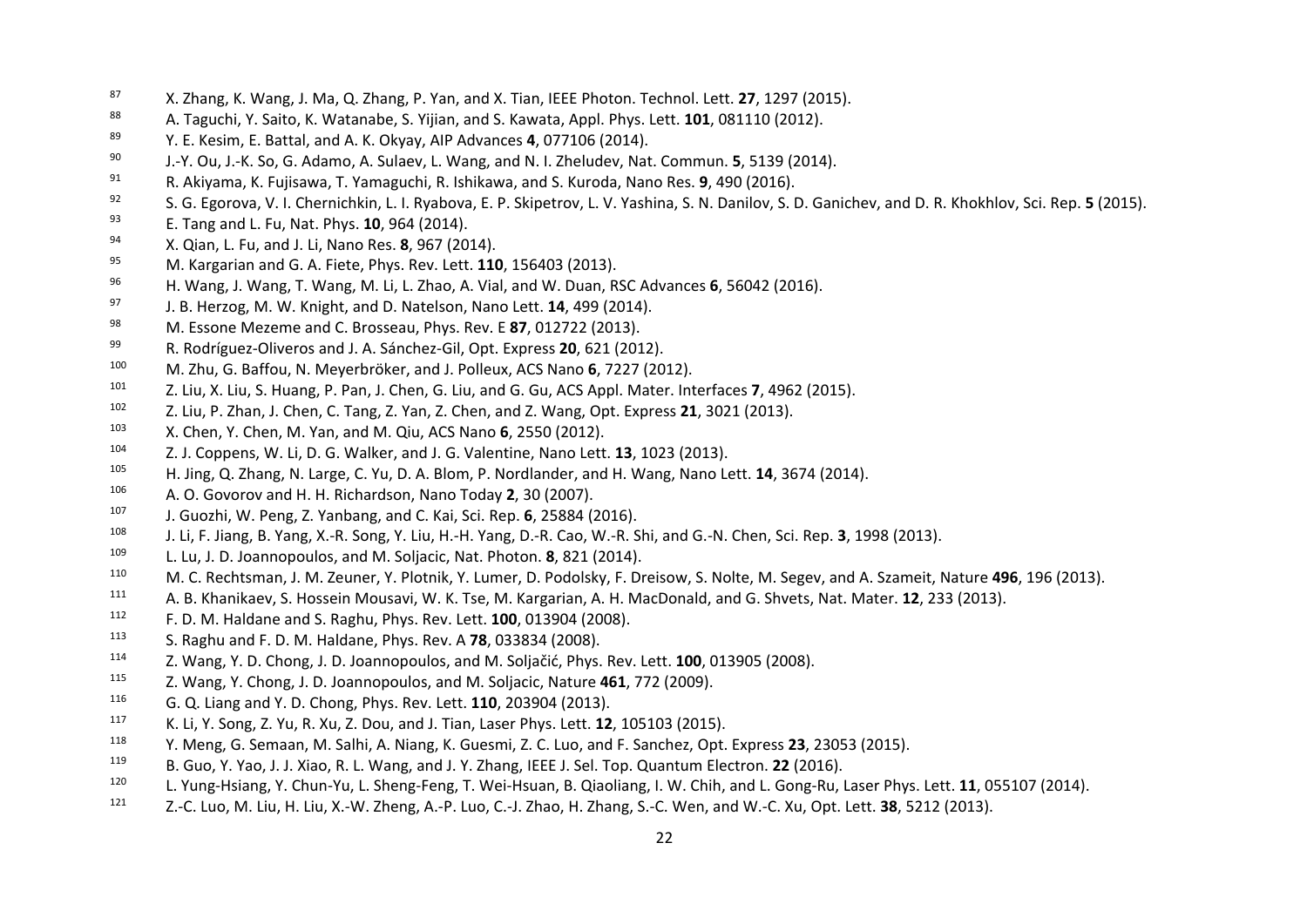87. X. Zhang, K. Wang, J. Ma, Q. Zhang, P. Yan, and X. Tian, IEEE Photon. Technol. Lett. **27**, 1297 (2015).
88. A. Taguchi, Y. Saito, K. Watanabe, S. Yijian, and S. Kawata, Appl. Phys. Lett. **101**, 081110 (2012).
89. Y. E. Kesim, E. Battal, and A. K. Okyay, AIP Advances **4**, 077106 (2014).
90. J.-Y. Ou, J.-K. So, G. Adamo, A. Sulaev, L. Wang, and N. I. Zheludev, Nat. Commun. **5**, 5139 (2014).
91. R. Akiyama, K. Fujisawa, T. Yamaguchi, R. Ishikawa, and S. Kuroda, Nano Res. **9**, 490 (2016).
92. S. G. Egorova, V. I. Chernichkin, L. I. Ryabova, E. P. Skipetrov, L. V. Yashina, S. N. Danilov, S. D. Ganichev, and D. R. Khokhlov, Sci. Rep. **5** (2015).
93. E. Tang and L. Fu, Nat. Phys. **10**, 964 (2014).
94. X. Qian, L. Fu, and J. Li, Nano Res. **8**, 967 (2014).
95. M. Kargarian and G. A. Fiete, Phys. Rev. Lett. **110**, 156403 (2013).
96. H. Wang, J. Wang, T. Wang, M. Li, L. Zhao, A. Vial, and W. Duan, RSC Advances **6**, 56042 (2016).
97. J. B. Herzog, M. W. Knight, and D. Natelson, Nano Lett. **14**, 499 (2014).
98. M. Essone Mezeme and C. Brosseau, Phys. Rev. E **87**, 012722 (2013).
99. R. Rodríguez-Oliveros and J. A. Sánchez-Gil, Opt. Express **20**, 621 (2012).
100. M. Zhu, G. Baffou, N. Meyerbröker, and J. Polleux, ACS Nano **6**, 7227 (2012).
101. Z. Liu, X. Liu, S. Huang, P. Pan, J. Chen, G. Liu, and G. Gu, ACS Appl. Mater. Interfaces **7**, 4962 (2015).
102. Z. Liu, P. Zhan, J. Chen, C. Tang, Z. Yan, Z. Chen, and Z. Wang, Opt. Express **21**, 3021 (2013).
103. X. Chen, Y. Chen, M. Yan, and M. Qiu, ACS Nano **6**, 2550 (2012).
104. Z. J. Coppens, W. Li, D. G. Walker, and J. G. Valentine, Nano Lett. **13**, 1023 (2013).
105. H. Jing, Q. Zhang, N. Large, C. Yu, D. A. Blom, P. Nordlander, and H. Wang, Nano Lett. **14**, 3674 (2014).
106. A. O. Govorov and H. H. Richardson, Nano Today **2**, 30 (2007).
107. J. Guozhi, W. Peng, Z. Yanbang, and C. Kai, Sci. Rep. **6**, 25884 (2016).
108. J. Li, F. Jiang, B. Yang, X.-R. Song, Y. Liu, H.-H. Yang, D.-R. Cao, W.-R. Shi, and G.-N. Chen, Sci. Rep. **3**, 1998 (2013).
109. L. Lu, J. D. Joannopoulos, and M. Soljacic, Nat. Photon. **8**, 821 (2014).
110. M. C. Rechtsman, J. M. Zeuner, Y. Plotnik, Y. Lumer, D. Podolsky, F. Dreisow, S. Nolte, M. Segev, and A. Szameit, Nature **496**, 196 (2013).
111. A. B. Khanikaev, S. Hossein Mousavi, W. K. Tse, M. Kargarian, A. H. MacDonald, and G. Shvets, Nat. Mater. **12**, 233 (2013).
112. F. D. M. Haldane and S. Raghu, Phys. Rev. Lett. **100**, 013904 (2008).
113. S. Raghu and F. D. M. Haldane, Phys. Rev. A **78**, 033834 (2008).
114. Z. Wang, Y. D. Chong, J. D. Joannopoulos, and M. Soljačić, Phys. Rev. Lett. **100**, 013905 (2008).
115. Z. Wang, Y. Chong, J. D. Joannopoulos, and M. Soljacic, Nature **461**, 772 (2009).
116. G. Q. Liang and Y. D. Chong, Phys. Rev. Lett. **110**, 203904 (2013).
117. K. Li, Y. Song, Z. Yu, R. Xu, Z. Dou, and J. Tian, Laser Phys. Lett. **12**, 105103 (2015).
118. Y. Meng, G. Semaan, M. Salhi, A. Niang, K. Guesmi, Z. C. Luo, and F. Sanchez, Opt. Express **23**, 23053 (2015).
119. B. Guo, Y. Yao, J. J. Xiao, R. L. Wang, and J. Y. Zhang, IEEE J. Sel. Top. Quantum Electron. **22** (2016).
120. L. Yung-Hsiang, Y. Chun-Yu, L. Sheng-Feng, T. Wei-Hsuan, B. Qiaoliang, I. W. Chih, and L. Gong-Ru, Laser Phys. Lett. **11**, 055107 (2014).
121. Z.-C. Luo, M. Liu, H. Liu, X.-W. Zheng, A.-P. Luo, C.-J. Zhao, H. Zhang, S.-C. Wen, and W.-C. Xu, Opt. Lett. **38**, 5212 (2013).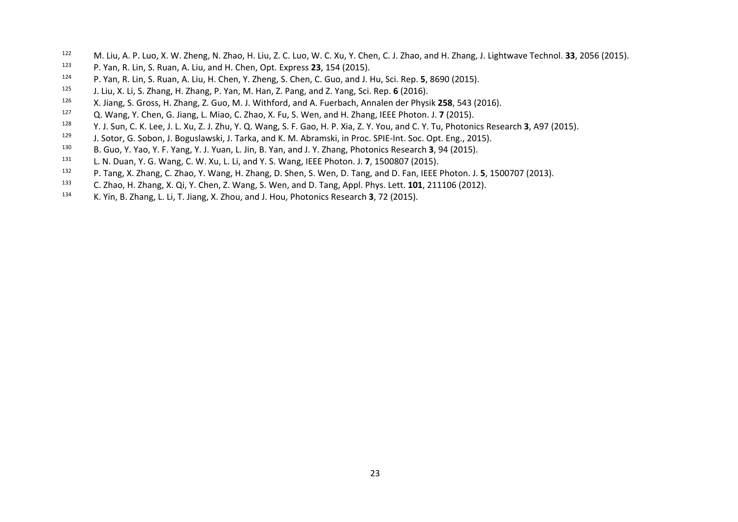[122] M. Liu, A. P. Luo, X. W. Zheng, N. Zhao, H. Liu, Z. C. Luo, W. C. Xu, Y. Chen, C. J. Zhao, and H. Zhang, J. Lightwave Technol. **33**, 2056 (2015).

[123] P. Yan, R. Lin, S. Ruan, A. Liu, and H. Chen, Opt. Express **23**, 154 (2015).

[124] P. Yan, R. Lin, S. Ruan, A. Liu, H. Chen, Y. Zheng, S. Chen, C. Guo, and J. Hu, Sci. Rep. **5**, 8690 (2015).

[125] J. Liu, X. Li, S. Zhang, H. Zhang, P. Yan, M. Han, Z. Pang, and Z. Yang, Sci. Rep. **6** (2016).

[126] X. Jiang, S. Gross, H. Zhang, Z. Guo, M. J. Withford, and A. Fuerbach, Annalen der Physik **258**, 543 (2016).

[127] Q. Wang, Y. Chen, G. Jiang, L. Miao, C. Zhao, X. Fu, S. Wen, and H. Zhang, IEEE Photon. J. **7** (2015).

[128] Y. J. Sun, C. K. Lee, J. L. Xu, Z. J. Zhu, Y. Q. Wang, S. F. Gao, H. P. Xia, Z. Y. You, and C. Y. Tu, Photonics Research **3**, A97 (2015).

[129] J. Sotor, G. Sobon, J. Boguslawski, J. Tarka, and K. M. Abramski, in Proc. SPIE-Int. Soc. Opt. Eng., 2015).

[130] B. Guo, Y. Yao, Y. F. Yang, Y. J. Yuan, L. Jin, B. Yan, and J. Y. Zhang, Photonics Research **3**, 94 (2015).

[131] L. N. Duan, Y. G. Wang, C. W. Xu, L. Li, and Y. S. Wang, IEEE Photon. J. **7**, 1500807 (2015).

[132] P. Tang, X. Zhang, C. Zhao, Y. Wang, H. Zhang, D. Shen, S. Wen, D. Tang, and D. Fan, IEEE Photon. J. **5**, 1500707 (2013).

[133] C. Zhao, H. Zhang, X. Qi, Y. Chen, Z. Wang, S. Wen, and D. Tang, Appl. Phys. Lett. **101**, 211106 (2012).

[134] K. Yin, B. Zhang, L. Li, T. Jiang, X. Zhou, and J. Hou, Photonics Research **3**, 72 (2015).